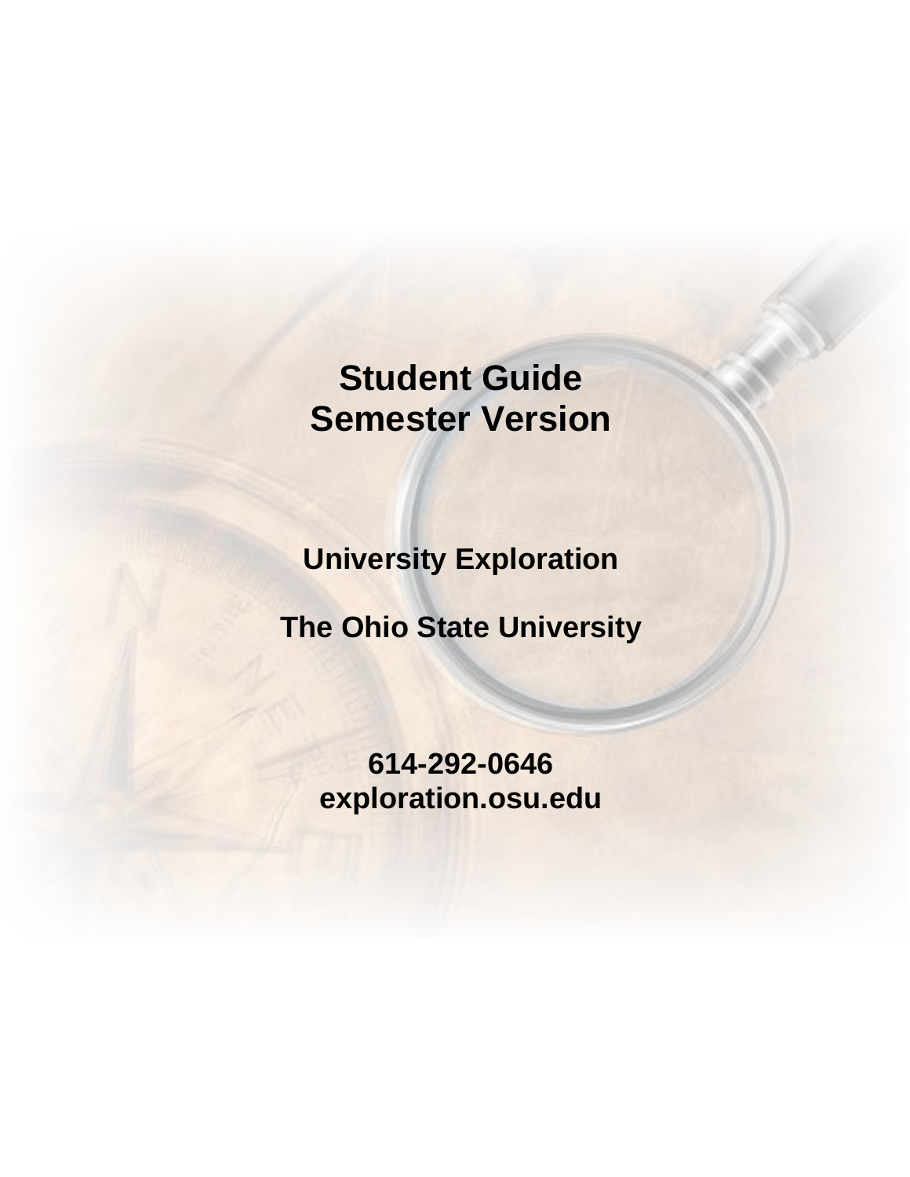# Student Guide
# Semester Version

**University Exploration**

**The Ohio State University**

**614-292-0646**
**exploration.osu.edu**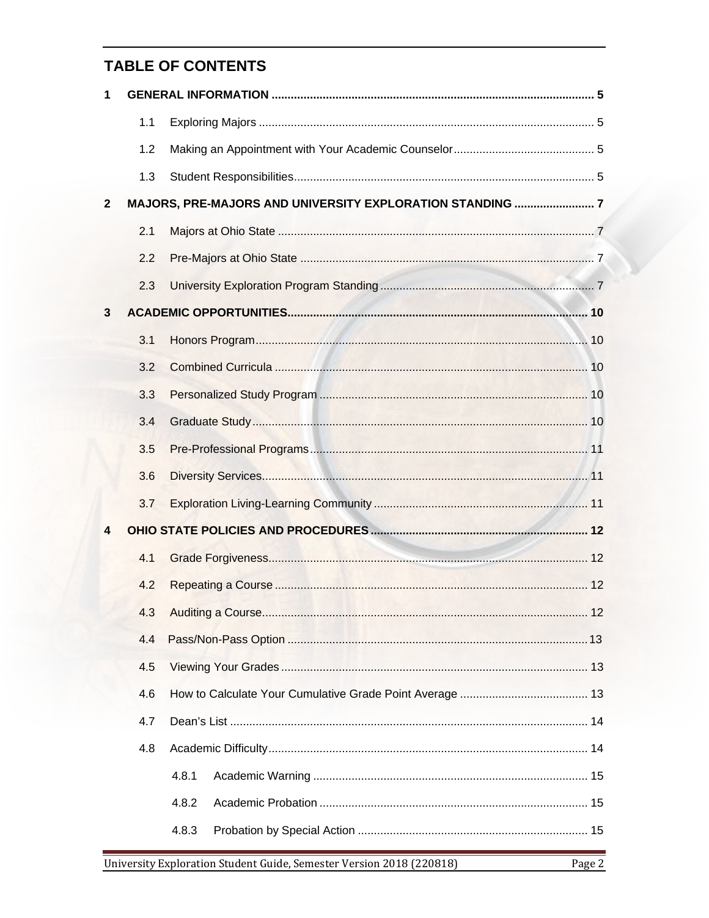## TABLE OF CONTENTS

**1 GENERAL INFORMATION** ... 5

- 1.1 Exploring Majors ... 5
- 1.2 Making an Appointment with Your Academic Counselor ... 5
- 1.3 Student Responsibilities ... 5

**2 MAJORS, PRE-MAJORS AND UNIVERSITY EXPLORATION STANDING** ... 7

- 2.1 Majors at Ohio State ... 7
- 2.2 Pre-Majors at Ohio State ... 7
- 2.3 University Exploration Program Standing ... 7

**3 ACADEMIC OPPORTUNITIES** ... 10

- 3.1 Honors Program ... 10
- 3.2 Combined Curricula ... 10
- 3.3 Personalized Study Program ... 10
- 3.4 Graduate Study ... 10
- 3.5 Pre-Professional Programs ... 11
- 3.6 Diversity Services ... 11
- 3.7 Exploration Living-Learning Community ... 11

**4 OHIO STATE POLICIES AND PROCEDURES** ... 12

- 4.1 Grade Forgiveness ... 12
- 4.2 Repeating a Course ... 12
- 4.3 Auditing a Course ... 12
- 4.4 Pass/Non-Pass Option ... 13
- 4.5 Viewing Your Grades ... 13
- 4.6 How to Calculate Your Cumulative Grade Point Average ... 13
- 4.7 Dean's List ... 14
- 4.8 Academic Difficulty ... 14
  - 4.8.1 Academic Warning ... 15
  - 4.8.2 Academic Probation ... 15
  - 4.8.3 Probation by Special Action ... 15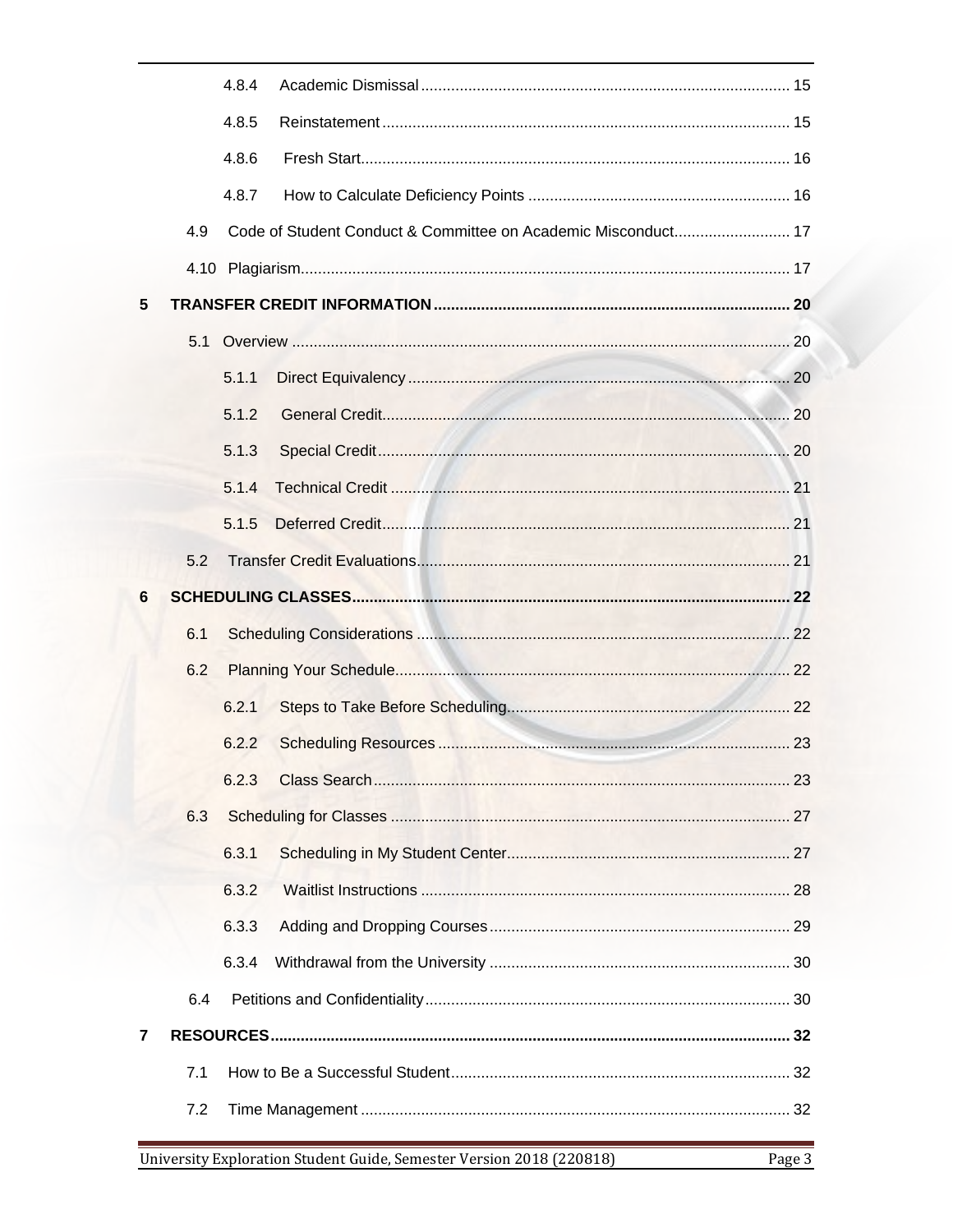- 4.8.4 Academic Dismissal ..... 15
- 4.8.5 Reinstatement ..... 15
- 4.8.6 Fresh Start ..... 16
- 4.8.7 How to Calculate Deficiency Points ..... 16
- 4.9 Code of Student Conduct & Committee on Academic Misconduct ..... 17
- 4.10 Plagiarism ..... 17

**5 TRANSFER CREDIT INFORMATION ..... 20**

- 5.1 Overview ..... 20
  - 5.1.1 Direct Equivalency ..... 20
  - 5.1.2 General Credit ..... 20
  - 5.1.3 Special Credit ..... 20
  - 5.1.4 Technical Credit ..... 21
  - 5.1.5 Deferred Credit ..... 21
- 5.2 Transfer Credit Evaluations ..... 21

**6 SCHEDULING CLASSES ..... 22**

- 6.1 Scheduling Considerations ..... 22
- 6.2 Planning Your Schedule ..... 22
  - 6.2.1 Steps to Take Before Scheduling ..... 22
  - 6.2.2 Scheduling Resources ..... 23
  - 6.2.3 Class Search ..... 23
- 6.3 Scheduling for Classes ..... 27
  - 6.3.1 Scheduling in My Student Center ..... 27
  - 6.3.2 Waitlist Instructions ..... 28
  - 6.3.3 Adding and Dropping Courses ..... 29
  - 6.3.4 Withdrawal from the University ..... 30
- 6.4 Petitions and Confidentiality ..... 30

**7 RESOURCES ..... 32**

- 7.1 How to Be a Successful Student ..... 32
- 7.2 Time Management ..... 32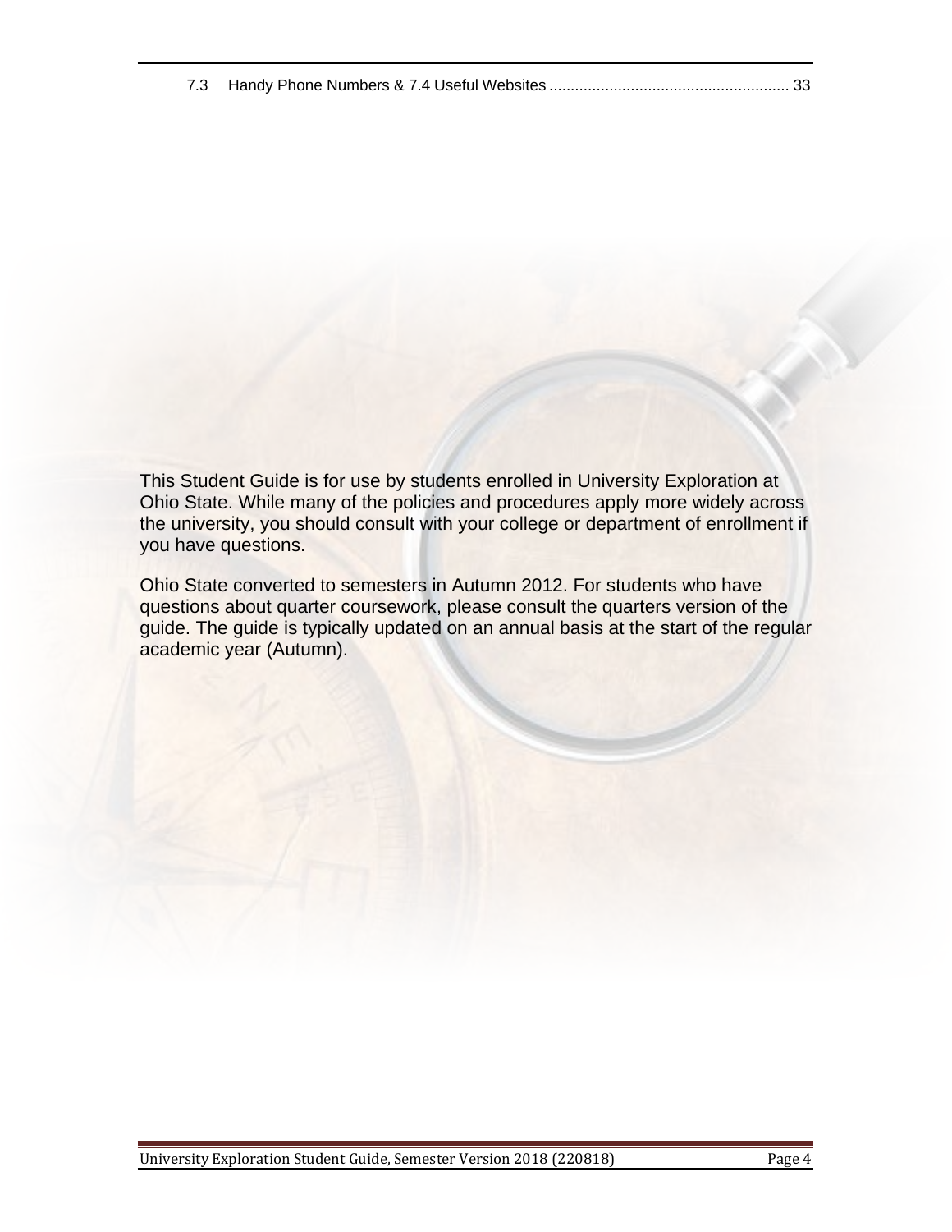7.3 Handy Phone Numbers & 7.4 Useful Websites ........................................................ 33

This Student Guide is for use by students enrolled in University Exploration at Ohio State. While many of the policies and procedures apply more widely across the university, you should consult with your college or department of enrollment if you have questions.

Ohio State converted to semesters in Autumn 2012. For students who have questions about quarter coursework, please consult the quarters version of the guide. The guide is typically updated on an annual basis at the start of the regular academic year (Autumn).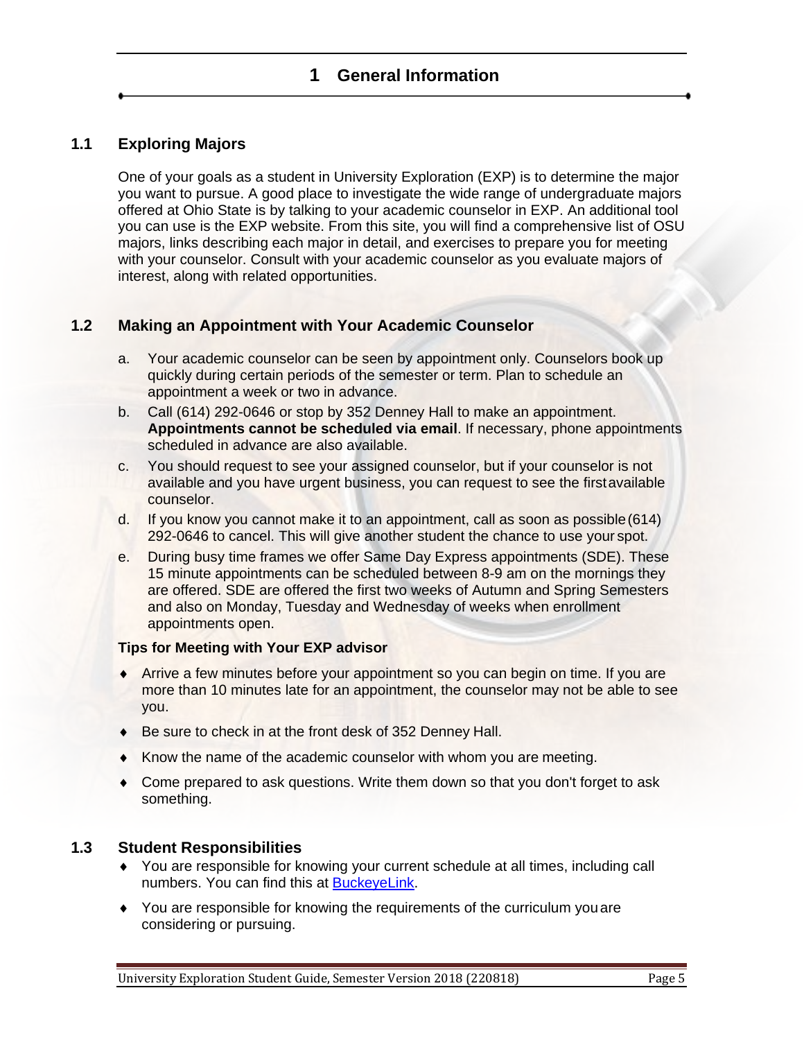# 1 General Information

## 1.1 Exploring Majors

One of your goals as a student in University Exploration (EXP) is to determine the major you want to pursue. A good place to investigate the wide range of undergraduate majors offered at Ohio State is by talking to your academic counselor in EXP. An additional tool you can use is the EXP website. From this site, you will find a comprehensive list of OSU majors, links describing each major in detail, and exercises to prepare you for meeting with your counselor. Consult with your academic counselor as you evaluate majors of interest, along with related opportunities.

## 1.2 Making an Appointment with Your Academic Counselor

a. Your academic counselor can be seen by appointment only. Counselors book up quickly during certain periods of the semester or term. Plan to schedule an appointment a week or two in advance.

b. Call (614) 292-0646 or stop by 352 Denney Hall to make an appointment. **Appointments cannot be scheduled via email**. If necessary, phone appointments scheduled in advance are also available.

c. You should request to see your assigned counselor, but if your counselor is not available and you have urgent business, you can request to see the first available counselor.

d. If you know you cannot make it to an appointment, call as soon as possible (614) 292-0646 to cancel. This will give another student the chance to use your spot.

e. During busy time frames we offer Same Day Express appointments (SDE). These 15 minute appointments can be scheduled between 8-9 am on the mornings they are offered. SDE are offered the first two weeks of Autumn and Spring Semesters and also on Monday, Tuesday and Wednesday of weeks when enrollment appointments open.

**Tips for Meeting with Your EXP advisor**

- Arrive a few minutes before your appointment so you can begin on time. If you are more than 10 minutes late for an appointment, the counselor may not be able to see you.
- Be sure to check in at the front desk of 352 Denney Hall.
- Know the name of the academic counselor with whom you are meeting.
- Come prepared to ask questions. Write them down so that you don't forget to ask something.

## 1.3 Student Responsibilities

- You are responsible for knowing your current schedule at all times, including call numbers. You can find this at [BuckeyeLink](BuckeyeLink).
- You are responsible for knowing the requirements of the curriculum you are considering or pursuing.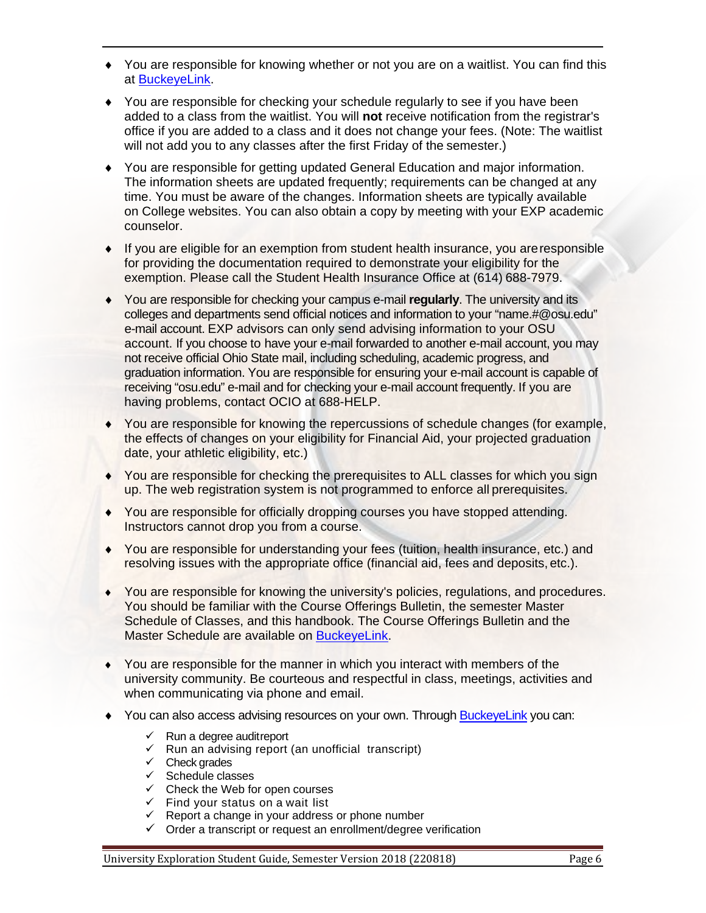- You are responsible for knowing whether or not you are on a waitlist. You can find this at BuckeyeLink.
- You are responsible for checking your schedule regularly to see if you have been added to a class from the waitlist. You will **not** receive notification from the registrar's office if you are added to a class and it does not change your fees. (Note: The waitlist will not add you to any classes after the first Friday of the semester.)
- You are responsible for getting updated General Education and major information. The information sheets are updated frequently; requirements can be changed at any time. You must be aware of the changes. Information sheets are typically available on College websites. You can also obtain a copy by meeting with your EXP academic counselor.
- If you are eligible for an exemption from student health insurance, you are responsible for providing the documentation required to demonstrate your eligibility for the exemption. Please call the Student Health Insurance Office at (614) 688-7979.
- You are responsible for checking your campus e-mail **regularly**. The university and its colleges and departments send official notices and information to your "name.#@osu.edu" e-mail account. EXP advisors can only send advising information to your OSU account. If you choose to have your e-mail forwarded to another e-mail account, you may not receive official Ohio State mail, including scheduling, academic progress, and graduation information. You are responsible for ensuring your e-mail account is capable of receiving "osu.edu" e-mail and for checking your e-mail account frequently. If you are having problems, contact OCIO at 688-HELP.
- You are responsible for knowing the repercussions of schedule changes (for example, the effects of changes on your eligibility for Financial Aid, your projected graduation date, your athletic eligibility, etc.)
- You are responsible for checking the prerequisites to ALL classes for which you sign up. The web registration system is not programmed to enforce all prerequisites.
- You are responsible for officially dropping courses you have stopped attending. Instructors cannot drop you from a course.
- You are responsible for understanding your fees (tuition, health insurance, etc.) and resolving issues with the appropriate office (financial aid, fees and deposits, etc.).
- You are responsible for knowing the university's policies, regulations, and procedures. You should be familiar with the Course Offerings Bulletin, the semester Master Schedule of Classes, and this handbook. The Course Offerings Bulletin and the Master Schedule are available on BuckeyeLink.
- You are responsible for the manner in which you interact with members of the university community. Be courteous and respectful in class, meetings, activities and when communicating via phone and email.
- You can also access advising resources on your own. Through BuckeyeLink you can:
  - ✓ Run a degree audit report
  - ✓ Run an advising report (an unofficial transcript)
  - ✓ Check grades
  - ✓ Schedule classes
  - ✓ Check the Web for open courses
  - ✓ Find your status on a wait list
  - ✓ Report a change in your address or phone number
  - ✓ Order a transcript or request an enrollment/degree verification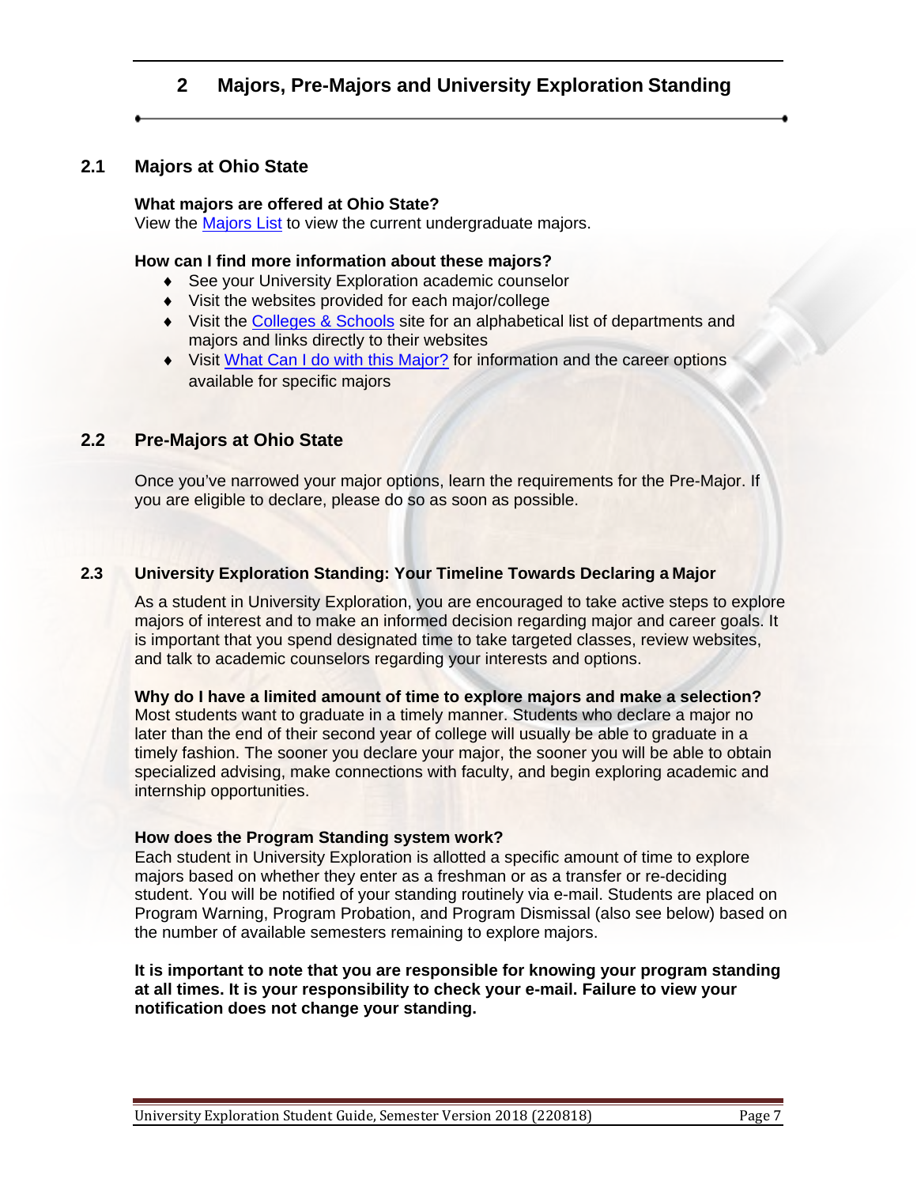# 2 Majors, Pre-Majors and University Exploration Standing

## 2.1 Majors at Ohio State

**What majors are offered at Ohio State?**
View the Majors List to view the current undergraduate majors.

**How can I find more information about these majors?**

- See your University Exploration academic counselor
- Visit the websites provided for each major/college
- Visit the Colleges & Schools site for an alphabetical list of departments and majors and links directly to their websites
- Visit What Can I do with this Major? for information and the career options available for specific majors

## 2.2 Pre-Majors at Ohio State

Once you've narrowed your major options, learn the requirements for the Pre-Major. If you are eligible to declare, please do so as soon as possible.

## 2.3 University Exploration Standing: Your Timeline Towards Declaring a Major

As a student in University Exploration, you are encouraged to take active steps to explore majors of interest and to make an informed decision regarding major and career goals. It is important that you spend designated time to take targeted classes, review websites, and talk to academic counselors regarding your interests and options.

**Why do I have a limited amount of time to explore majors and make a selection?**
Most students want to graduate in a timely manner. Students who declare a major no later than the end of their second year of college will usually be able to graduate in a timely fashion. The sooner you declare your major, the sooner you will be able to obtain specialized advising, make connections with faculty, and begin exploring academic and internship opportunities.

**How does the Program Standing system work?**
Each student in University Exploration is allotted a specific amount of time to explore majors based on whether they enter as a freshman or as a transfer or re-deciding student. You will be notified of your standing routinely via e-mail. Students are placed on Program Warning, Program Probation, and Program Dismissal (also see below) based on the number of available semesters remaining to explore majors.

**It is important to note that you are responsible for knowing your program standing at all times. It is your responsibility to check your e-mail. Failure to view your notification does not change your standing.**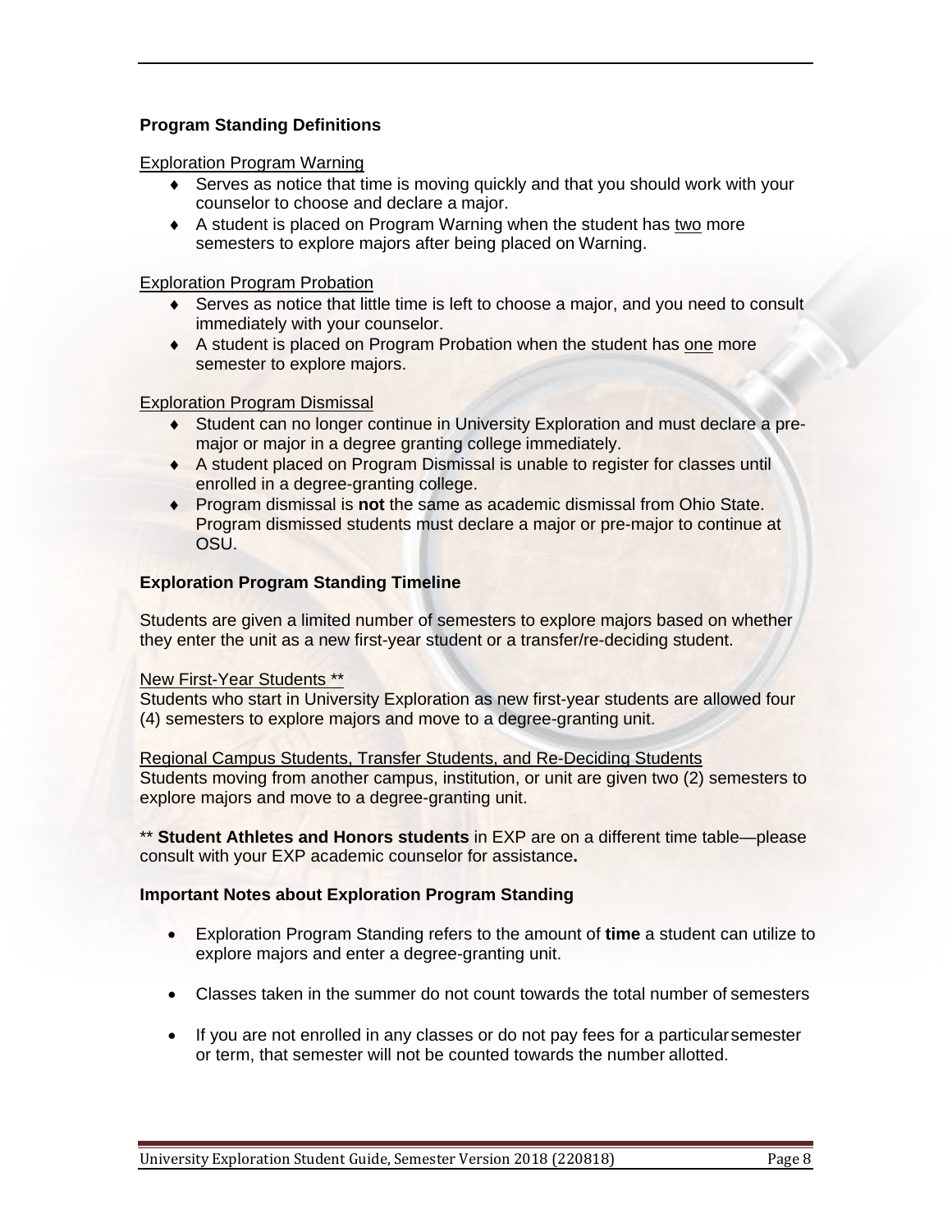## Program Standing Definitions

Exploration Program Warning

- Serves as notice that time is moving quickly and that you should work with your counselor to choose and declare a major.
- A student is placed on Program Warning when the student has two more semesters to explore majors after being placed on Warning.

Exploration Program Probation

- Serves as notice that little time is left to choose a major, and you need to consult immediately with your counselor.
- A student is placed on Program Probation when the student has one more semester to explore majors.

Exploration Program Dismissal

- Student can no longer continue in University Exploration and must declare a pre-major or major in a degree granting college immediately.
- A student placed on Program Dismissal is unable to register for classes until enrolled in a degree-granting college.
- Program dismissal is **not** the same as academic dismissal from Ohio State. Program dismissed students must declare a major or pre-major to continue at OSU.

## Exploration Program Standing Timeline

Students are given a limited number of semesters to explore majors based on whether they enter the unit as a new first-year student or a transfer/re-deciding student.

New First-Year Students **
Students who start in University Exploration as new first-year students are allowed four (4) semesters to explore majors and move to a degree-granting unit.

Regional Campus Students, Transfer Students, and Re-Deciding Students
Students moving from another campus, institution, or unit are given two (2) semesters to explore majors and move to a degree-granting unit.

** **Student Athletes and Honors students** in EXP are on a different time table—please consult with your EXP academic counselor for assistance**.**

## Important Notes about Exploration Program Standing

- Exploration Program Standing refers to the amount of **time** a student can utilize to explore majors and enter a degree-granting unit.
- Classes taken in the summer do not count towards the total number of semesters
- If you are not enrolled in any classes or do not pay fees for a particular semester or term, that semester will not be counted towards the number allotted.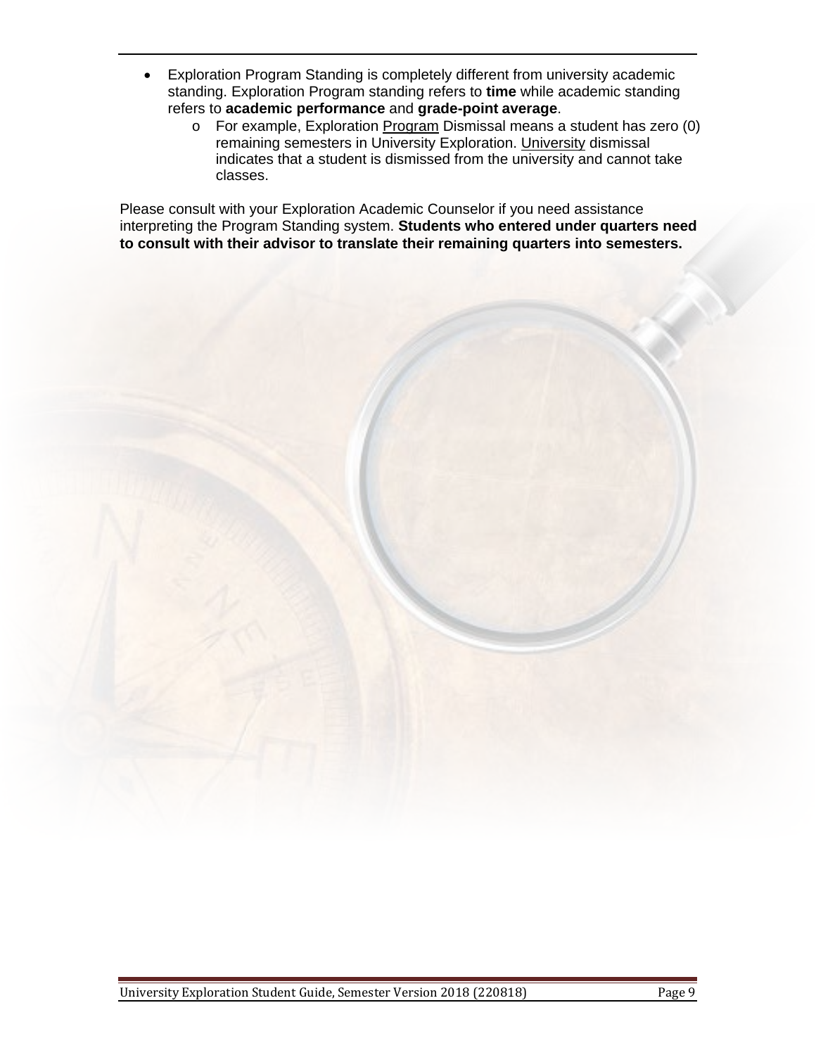- Exploration Program Standing is completely different from university academic standing. Exploration Program standing refers to **time** while academic standing refers to **academic performance** and **grade-point average**.
  - For example, Exploration Program Dismissal means a student has zero (0) remaining semesters in University Exploration. University dismissal indicates that a student is dismissed from the university and cannot take classes.

Please consult with your Exploration Academic Counselor if you need assistance interpreting the Program Standing system. **Students who entered under quarters need to consult with their advisor to translate their remaining quarters into semesters.**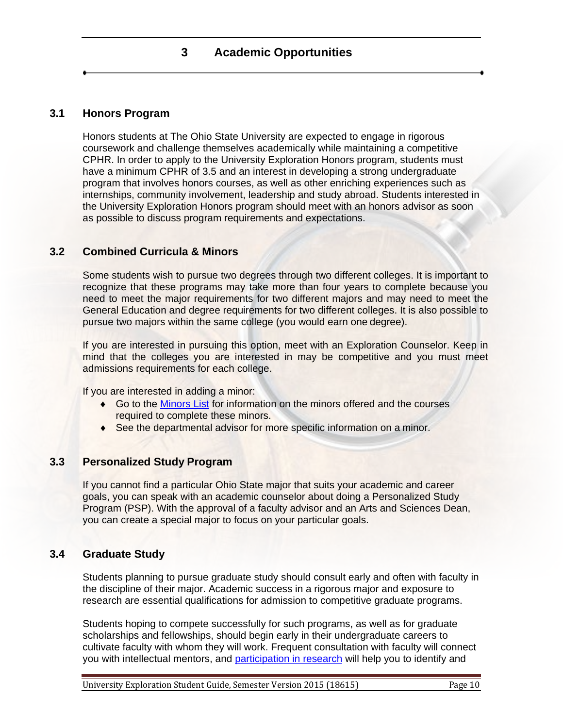# 3 Academic Opportunities

## 3.1 Honors Program

Honors students at The Ohio State University are expected to engage in rigorous coursework and challenge themselves academically while maintaining a competitive CPHR. In order to apply to the University Exploration Honors program, students must have a minimum CPHR of 3.5 and an interest in developing a strong undergraduate program that involves honors courses, as well as other enriching experiences such as internships, community involvement, leadership and study abroad. Students interested in the University Exploration Honors program should meet with an honors advisor as soon as possible to discuss program requirements and expectations.

## 3.2 Combined Curricula & Minors

Some students wish to pursue two degrees through two different colleges. It is important to recognize that these programs may take more than four years to complete because you need to meet the major requirements for two different majors and may need to meet the General Education and degree requirements for two different colleges. It is also possible to pursue two majors within the same college (you would earn one degree).

If you are interested in pursuing this option, meet with an Exploration Counselor. Keep in mind that the colleges you are interested in may be competitive and you must meet admissions requirements for each college.

If you are interested in adding a minor:

- Go to the Minors List for information on the minors offered and the courses required to complete these minors.
- See the departmental advisor for more specific information on a minor.

## 3.3 Personalized Study Program

If you cannot find a particular Ohio State major that suits your academic and career goals, you can speak with an academic counselor about doing a Personalized Study Program (PSP). With the approval of a faculty advisor and an Arts and Sciences Dean, you can create a special major to focus on your particular goals.

## 3.4 Graduate Study

Students planning to pursue graduate study should consult early and often with faculty in the discipline of their major. Academic success in a rigorous major and exposure to research are essential qualifications for admission to competitive graduate programs.

Students hoping to compete successfully for such programs, as well as for graduate scholarships and fellowships, should begin early in their undergraduate careers to cultivate faculty with whom they will work. Frequent consultation with faculty will connect you with intellectual mentors, and participation in research will help you to identify and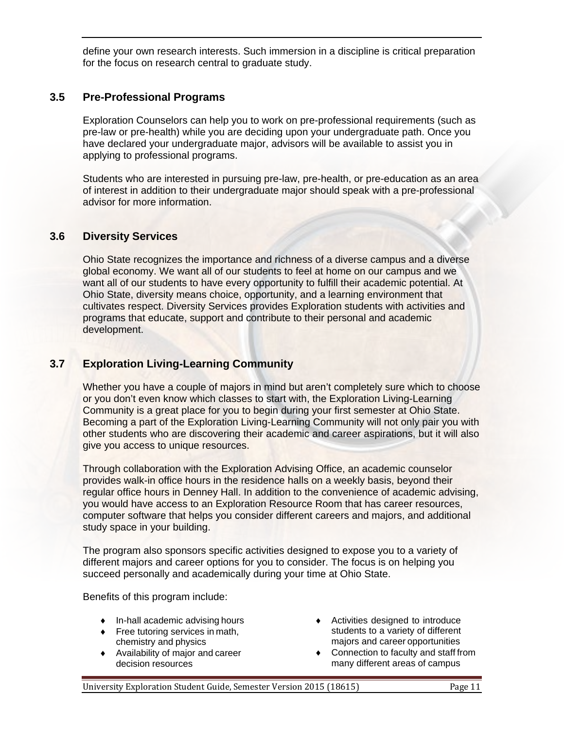define your own research interests. Such immersion in a discipline is critical preparation for the focus on research central to graduate study.

## 3.5 Pre-Professional Programs

Exploration Counselors can help you to work on pre-professional requirements (such as pre-law or pre-health) while you are deciding upon your undergraduate path. Once you have declared your undergraduate major, advisors will be available to assist you in applying to professional programs.

Students who are interested in pursuing pre-law, pre-health, or pre-education as an area of interest in addition to their undergraduate major should speak with a pre-professional advisor for more information.

## 3.6 Diversity Services

Ohio State recognizes the importance and richness of a diverse campus and a diverse global economy. We want all of our students to feel at home on our campus and we want all of our students to have every opportunity to fulfill their academic potential. At Ohio State, diversity means choice, opportunity, and a learning environment that cultivates respect. Diversity Services provides Exploration students with activities and programs that educate, support and contribute to their personal and academic development.

## 3.7 Exploration Living-Learning Community

Whether you have a couple of majors in mind but aren't completely sure which to choose or you don't even know which classes to start with, the Exploration Living-Learning Community is a great place for you to begin during your first semester at Ohio State. Becoming a part of the Exploration Living-Learning Community will not only pair you with other students who are discovering their academic and career aspirations, but it will also give you access to unique resources.

Through collaboration with the Exploration Advising Office, an academic counselor provides walk-in office hours in the residence halls on a weekly basis, beyond their regular office hours in Denney Hall. In addition to the convenience of academic advising, you would have access to an Exploration Resource Room that has career resources, computer software that helps you consider different careers and majors, and additional study space in your building.

The program also sponsors specific activities designed to expose you to a variety of different majors and career options for you to consider. The focus is on helping you succeed personally and academically during your time at Ohio State.

Benefits of this program include:

- In-hall academic advising hours
- Free tutoring services in math, chemistry and physics
- Availability of major and career decision resources
- Activities designed to introduce students to a variety of different majors and career opportunities
- Connection to faculty and staff from many different areas of campus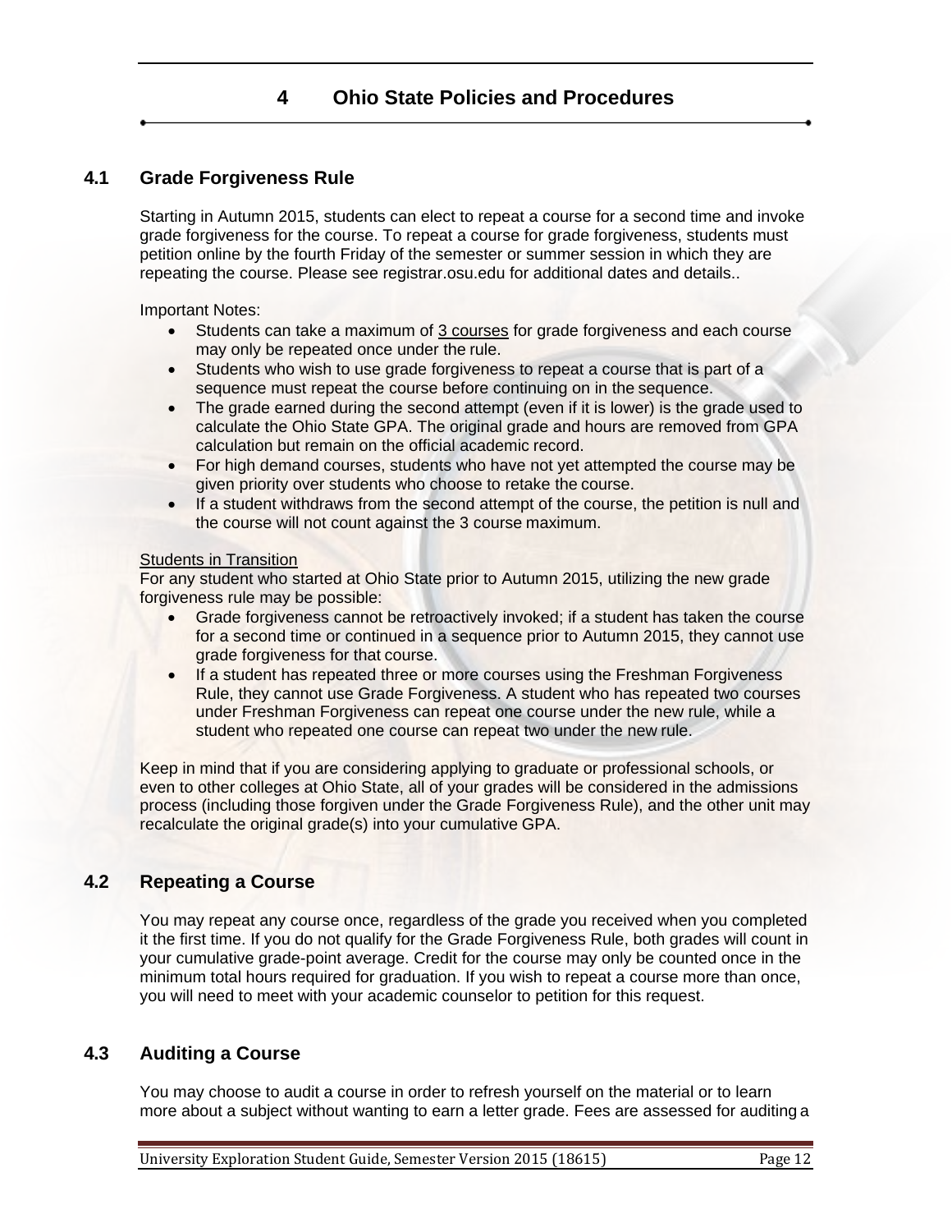# 4 Ohio State Policies and Procedures

## 4.1 Grade Forgiveness Rule

Starting in Autumn 2015, students can elect to repeat a course for a second time and invoke grade forgiveness for the course. To repeat a course for grade forgiveness, students must petition online by the fourth Friday of the semester or summer session in which they are repeating the course. Please see registrar.osu.edu for additional dates and details..

Important Notes:

- Students can take a maximum of 3 courses for grade forgiveness and each course may only be repeated once under the rule.
- Students who wish to use grade forgiveness to repeat a course that is part of a sequence must repeat the course before continuing on in the sequence.
- The grade earned during the second attempt (even if it is lower) is the grade used to calculate the Ohio State GPA. The original grade and hours are removed from GPA calculation but remain on the official academic record.
- For high demand courses, students who have not yet attempted the course may be given priority over students who choose to retake the course.
- If a student withdraws from the second attempt of the course, the petition is null and the course will not count against the 3 course maximum.

Students in Transition

For any student who started at Ohio State prior to Autumn 2015, utilizing the new grade forgiveness rule may be possible:

- Grade forgiveness cannot be retroactively invoked; if a student has taken the course for a second time or continued in a sequence prior to Autumn 2015, they cannot use grade forgiveness for that course.
- If a student has repeated three or more courses using the Freshman Forgiveness Rule, they cannot use Grade Forgiveness. A student who has repeated two courses under Freshman Forgiveness can repeat one course under the new rule, while a student who repeated one course can repeat two under the new rule.

Keep in mind that if you are considering applying to graduate or professional schools, or even to other colleges at Ohio State, all of your grades will be considered in the admissions process (including those forgiven under the Grade Forgiveness Rule), and the other unit may recalculate the original grade(s) into your cumulative GPA.

## 4.2 Repeating a Course

You may repeat any course once, regardless of the grade you received when you completed it the first time. If you do not qualify for the Grade Forgiveness Rule, both grades will count in your cumulative grade-point average. Credit for the course may only be counted once in the minimum total hours required for graduation. If you wish to repeat a course more than once, you will need to meet with your academic counselor to petition for this request.

## 4.3 Auditing a Course

You may choose to audit a course in order to refresh yourself on the material or to learn more about a subject without wanting to earn a letter grade. Fees are assessed for auditing a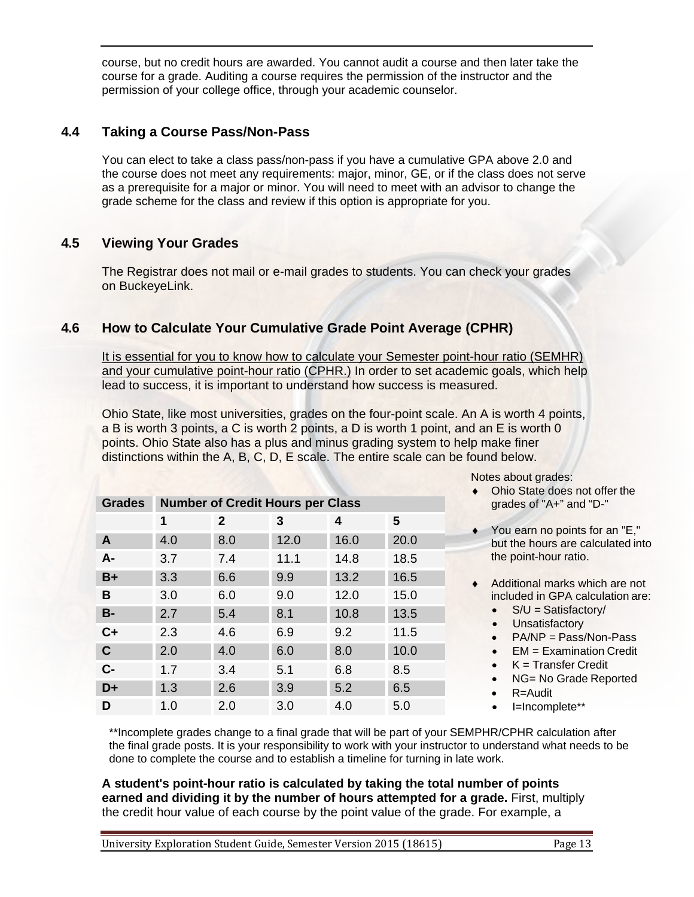course, but no credit hours are awarded. You cannot audit a course and then later take the course for a grade. Auditing a course requires the permission of the instructor and the permission of your college office, through your academic counselor.

## 4.4 Taking a Course Pass/Non-Pass

You can elect to take a class pass/non-pass if you have a cumulative GPA above 2.0 and the course does not meet any requirements: major, minor, GE, or if the class does not serve as a prerequisite for a major or minor. You will need to meet with an advisor to change the grade scheme for the class and review if this option is appropriate for you.

## 4.5 Viewing Your Grades

The Registrar does not mail or e-mail grades to students. You can check your grades on BuckeyeLink.

## 4.6 How to Calculate Your Cumulative Grade Point Average (CPHR)

It is essential for you to know how to calculate your Semester point-hour ratio (SEMHR) and your cumulative point-hour ratio (CPHR.) In order to set academic goals, which help lead to success, it is important to understand how success is measured.

Ohio State, like most universities, grades on the four-point scale. An A is worth 4 points, a B is worth 3 points, a C is worth 2 points, a D is worth 1 point, and an E is worth 0 points. Ohio State also has a plus and minus grading system to help make finer distinctions within the A, B, C, D, E scale. The entire scale can be found below.

| Grades | Number of Credit Hours per Class | | | | |
|---|---|---|---|---|---|
| | 1 | 2 | 3 | 4 | 5 |
| A | 4.0 | 8.0 | 12.0 | 16.0 | 20.0 |
| A- | 3.7 | 7.4 | 11.1 | 14.8 | 18.5 |
| B+ | 3.3 | 6.6 | 9.9 | 13.2 | 16.5 |
| B | 3.0 | 6.0 | 9.0 | 12.0 | 15.0 |
| B- | 2.7 | 5.4 | 8.1 | 10.8 | 13.5 |
| C+ | 2.3 | 4.6 | 6.9 | 9.2 | 11.5 |
| C | 2.0 | 4.0 | 6.0 | 8.0 | 10.0 |
| C- | 1.7 | 3.4 | 5.1 | 6.8 | 8.5 |
| D+ | 1.3 | 2.6 | 3.9 | 5.2 | 6.5 |
| D | 1.0 | 2.0 | 3.0 | 4.0 | 5.0 |

Notes about grades:

- Ohio State does not offer the grades of "A+" and "D-"
- You earn no points for an "E," but the hours are calculated into the point-hour ratio.
- Additional marks which are not included in GPA calculation are:
  - S/U = Satisfactory/
  - Unsatisfactory
  - PA/NP = Pass/Non-Pass
  - EM = Examination Credit
  - K = Transfer Credit
  - NG= No Grade Reported
  - R=Audit
  - I=Incomplete**

**Incomplete grades change to a final grade that will be part of your SEMPHR/CPHR calculation after the final grade posts. It is your responsibility to work with your instructor to understand what needs to be done to complete the course and to establish a timeline for turning in late work.

**A student's point-hour ratio is calculated by taking the total number of points earned and dividing it by the number of hours attempted for a grade.** First, multiply the credit hour value of each course by the point value of the grade. For example, a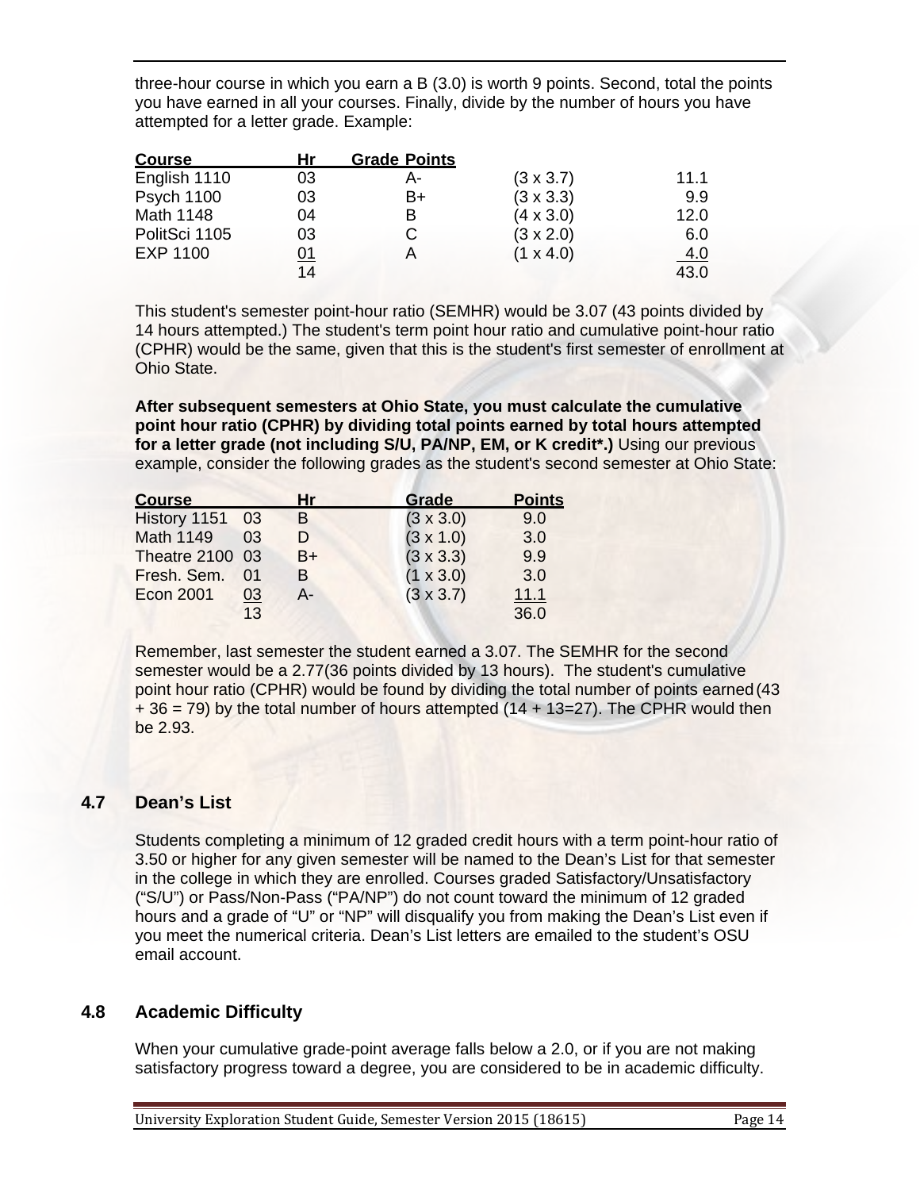three-hour course in which you earn a B (3.0) is worth 9 points. Second, total the points you have earned in all your courses. Finally, divide by the number of hours you have attempted for a letter grade. Example:

| Course | Hr | Grade | Points | |
|---|---|---|---|---|
| English 1110 | 03 | A- | (3 x 3.7) | 11.1 |
| Psych 1100 | 03 | B+ | (3 x 3.3) | 9.9 |
| Math 1148 | 04 | B | (4 x 3.0) | 12.0 |
| PolitSci 1105 | 03 | C | (3 x 2.0) | 6.0 |
| EXP 1100 | 01 | A | (1 x 4.0) | 4.0 |
| | 14 | | | 43.0 |

This student's semester point-hour ratio (SEMHR) would be 3.07 (43 points divided by 14 hours attempted.) The student's term point hour ratio and cumulative point-hour ratio (CPHR) would be the same, given that this is the student's first semester of enrollment at Ohio State.

**After subsequent semesters at Ohio State, you must calculate the cumulative point hour ratio (CPHR) by dividing total points earned by total hours attempted for a letter grade (not including S/U, PA/NP, EM, or K credit*.)** Using our previous example, consider the following grades as the student's second semester at Ohio State:

| Course | Hr | Grade | | Points |
|---|---|---|---|---|
| History 1151 | 03 | B | (3 x 3.0) | 9.0 |
| Math 1149 | 03 | D | (3 x 1.0) | 3.0 |
| Theatre 2100 | 03 | B+ | (3 x 3.3) | 9.9 |
| Fresh. Sem. | 01 | B | (1 x 3.0) | 3.0 |
| Econ 2001 | 03 | A- | (3 x 3.7) | 11.1 |
| | 13 | | | 36.0 |

Remember, last semester the student earned a 3.07. The SEMHR for the second semester would be a 2.77(36 points divided by 13 hours). The student's cumulative point hour ratio (CPHR) would be found by dividing the total number of points earned (43 + 36 = 79) by the total number of hours attempted (14 + 13=27). The CPHR would then be 2.93.

## 4.7 Dean's List

Students completing a minimum of 12 graded credit hours with a term point-hour ratio of 3.50 or higher for any given semester will be named to the Dean's List for that semester in the college in which they are enrolled. Courses graded Satisfactory/Unsatisfactory ("S/U") or Pass/Non-Pass ("PA/NP") do not count toward the minimum of 12 graded hours and a grade of "U" or "NP" will disqualify you from making the Dean's List even if you meet the numerical criteria. Dean's List letters are emailed to the student's OSU email account.

## 4.8 Academic Difficulty

When your cumulative grade-point average falls below a 2.0, or if you are not making satisfactory progress toward a degree, you are considered to be in academic difficulty.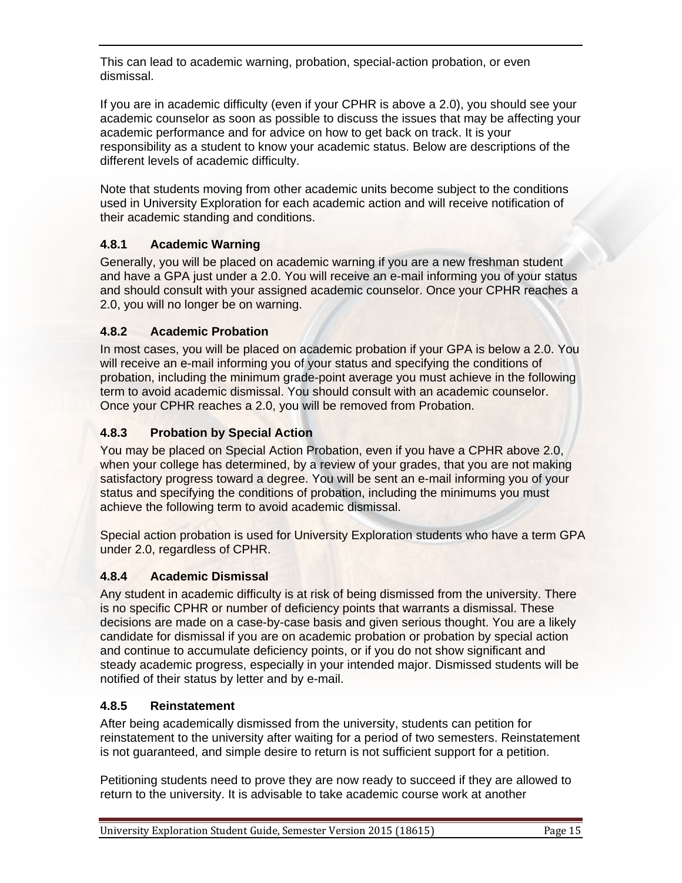This can lead to academic warning, probation, special-action probation, or even dismissal.

If you are in academic difficulty (even if your CPHR is above a 2.0), you should see your academic counselor as soon as possible to discuss the issues that may be affecting your academic performance and for advice on how to get back on track. It is your responsibility as a student to know your academic status. Below are descriptions of the different levels of academic difficulty.

Note that students moving from other academic units become subject to the conditions used in University Exploration for each academic action and will receive notification of their academic standing and conditions.

### 4.8.1 Academic Warning

Generally, you will be placed on academic warning if you are a new freshman student and have a GPA just under a 2.0. You will receive an e-mail informing you of your status and should consult with your assigned academic counselor. Once your CPHR reaches a 2.0, you will no longer be on warning.

### 4.8.2 Academic Probation

In most cases, you will be placed on academic probation if your GPA is below a 2.0. You will receive an e-mail informing you of your status and specifying the conditions of probation, including the minimum grade-point average you must achieve in the following term to avoid academic dismissal. You should consult with an academic counselor. Once your CPHR reaches a 2.0, you will be removed from Probation.

### 4.8.3 Probation by Special Action

You may be placed on Special Action Probation, even if you have a CPHR above 2.0, when your college has determined, by a review of your grades, that you are not making satisfactory progress toward a degree. You will be sent an e-mail informing you of your status and specifying the conditions of probation, including the minimums you must achieve the following term to avoid academic dismissal.

Special action probation is used for University Exploration students who have a term GPA under 2.0, regardless of CPHR.

### 4.8.4 Academic Dismissal

Any student in academic difficulty is at risk of being dismissed from the university. There is no specific CPHR or number of deficiency points that warrants a dismissal. These decisions are made on a case-by-case basis and given serious thought. You are a likely candidate for dismissal if you are on academic probation or probation by special action and continue to accumulate deficiency points, or if you do not show significant and steady academic progress, especially in your intended major. Dismissed students will be notified of their status by letter and by e-mail.

### 4.8.5 Reinstatement

After being academically dismissed from the university, students can petition for reinstatement to the university after waiting for a period of two semesters. Reinstatement is not guaranteed, and simple desire to return is not sufficient support for a petition.

Petitioning students need to prove they are now ready to succeed if they are allowed to return to the university. It is advisable to take academic course work at another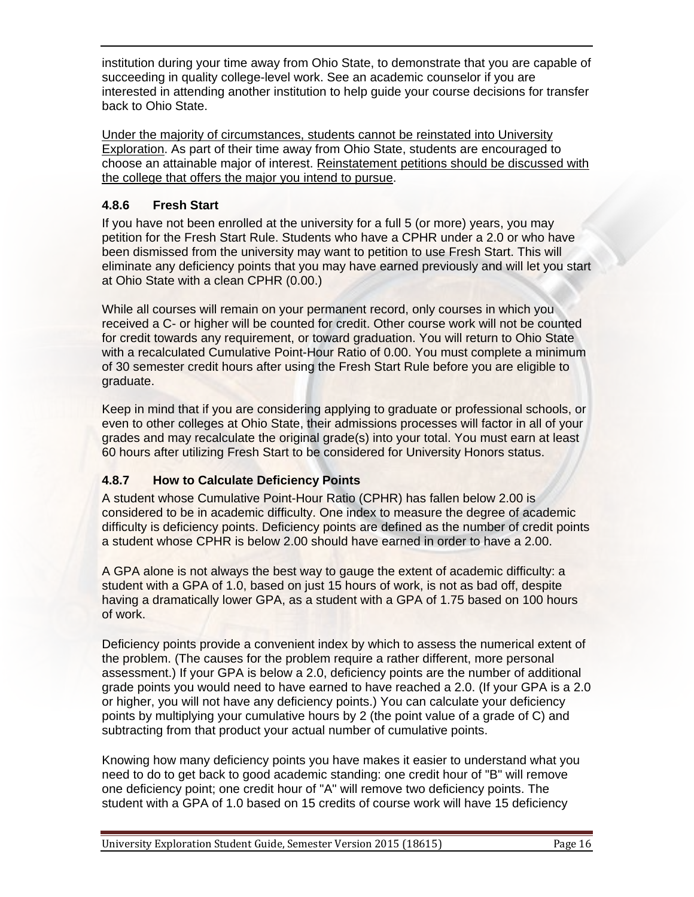institution during your time away from Ohio State, to demonstrate that you are capable of succeeding in quality college-level work. See an academic counselor if you are interested in attending another institution to help guide your course decisions for transfer back to Ohio State.

<u>Under the majority of circumstances, students cannot be reinstated into University Exploration</u>. As part of their time away from Ohio State, students are encouraged to choose an attainable major of interest. <u>Reinstatement petitions should be discussed with the college that offers the major you intend to pursue</u>.

### 4.8.6 Fresh Start

If you have not been enrolled at the university for a full 5 (or more) years, you may petition for the Fresh Start Rule. Students who have a CPHR under a 2.0 or who have been dismissed from the university may want to petition to use Fresh Start. This will eliminate any deficiency points that you may have earned previously and will let you start at Ohio State with a clean CPHR (0.00.)

While all courses will remain on your permanent record, only courses in which you received a C- or higher will be counted for credit. Other course work will not be counted for credit towards any requirement, or toward graduation. You will return to Ohio State with a recalculated Cumulative Point-Hour Ratio of 0.00. You must complete a minimum of 30 semester credit hours after using the Fresh Start Rule before you are eligible to graduate.

Keep in mind that if you are considering applying to graduate or professional schools, or even to other colleges at Ohio State, their admissions processes will factor in all of your grades and may recalculate the original grade(s) into your total. You must earn at least 60 hours after utilizing Fresh Start to be considered for University Honors status.

### 4.8.7 How to Calculate Deficiency Points

A student whose Cumulative Point-Hour Ratio (CPHR) has fallen below 2.00 is considered to be in academic difficulty. One index to measure the degree of academic difficulty is deficiency points. Deficiency points are defined as the number of credit points a student whose CPHR is below 2.00 should have earned in order to have a 2.00.

A GPA alone is not always the best way to gauge the extent of academic difficulty: a student with a GPA of 1.0, based on just 15 hours of work, is not as bad off, despite having a dramatically lower GPA, as a student with a GPA of 1.75 based on 100 hours of work.

Deficiency points provide a convenient index by which to assess the numerical extent of the problem. (The causes for the problem require a rather different, more personal assessment.) If your GPA is below a 2.0, deficiency points are the number of additional grade points you would need to have earned to have reached a 2.0. (If your GPA is a 2.0 or higher, you will not have any deficiency points.) You can calculate your deficiency points by multiplying your cumulative hours by 2 (the point value of a grade of C) and subtracting from that product your actual number of cumulative points.

Knowing how many deficiency points you have makes it easier to understand what you need to do to get back to good academic standing: one credit hour of "B" will remove one deficiency point; one credit hour of "A" will remove two deficiency points. The student with a GPA of 1.0 based on 15 credits of course work will have 15 deficiency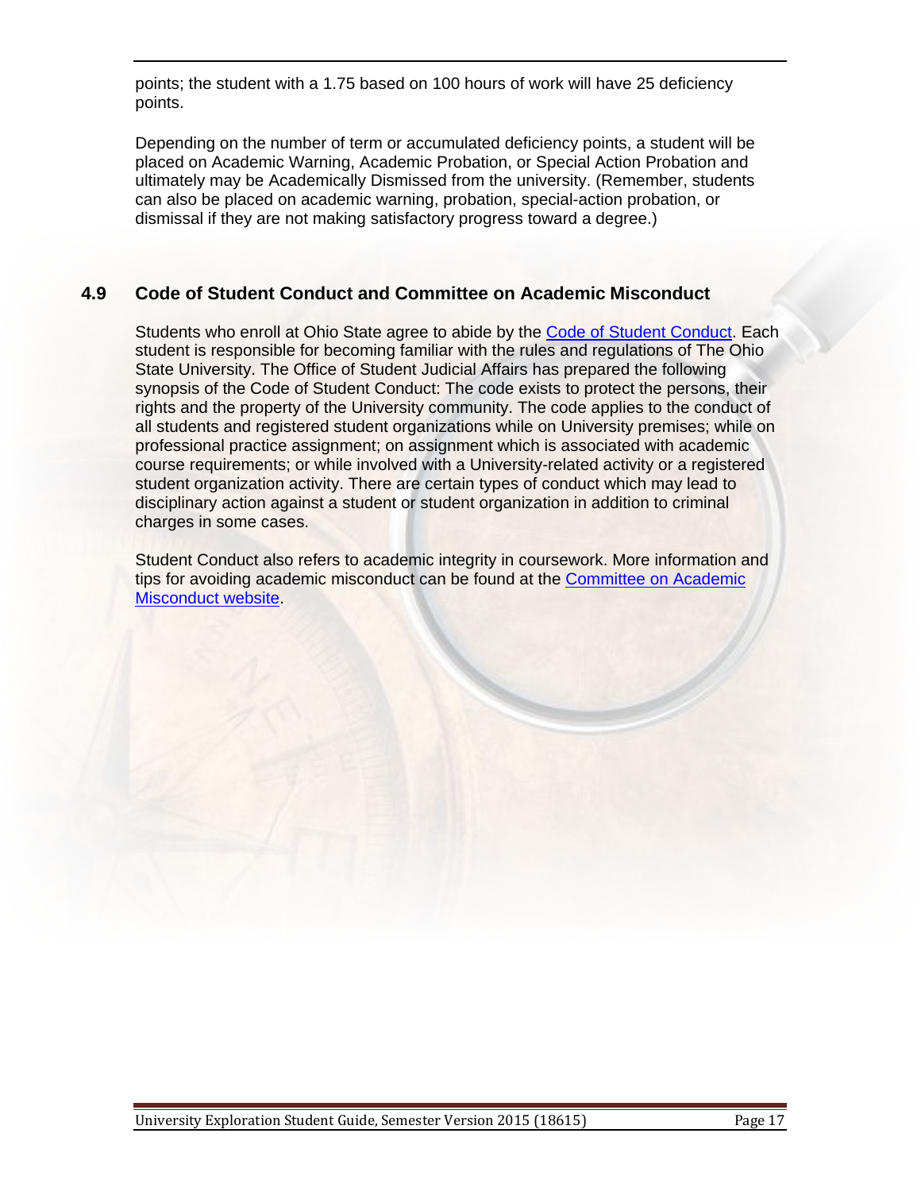points; the student with a 1.75 based on 100 hours of work will have 25 deficiency points.

Depending on the number of term or accumulated deficiency points, a student will be placed on Academic Warning, Academic Probation, or Special Action Probation and ultimately may be Academically Dismissed from the university. (Remember, students can also be placed on academic warning, probation, special-action probation, or dismissal if they are not making satisfactory progress toward a degree.)

## 4.9 Code of Student Conduct and Committee on Academic Misconduct

Students who enroll at Ohio State agree to abide by the Code of Student Conduct. Each student is responsible for becoming familiar with the rules and regulations of The Ohio State University. The Office of Student Judicial Affairs has prepared the following synopsis of the Code of Student Conduct: The code exists to protect the persons, their rights and the property of the University community. The code applies to the conduct of all students and registered student organizations while on University premises; while on professional practice assignment; on assignment which is associated with academic course requirements; or while involved with a University-related activity or a registered student organization activity. There are certain types of conduct which may lead to disciplinary action against a student or student organization in addition to criminal charges in some cases.

Student Conduct also refers to academic integrity in coursework. More information and tips for avoiding academic misconduct can be found at the Committee on Academic Misconduct website.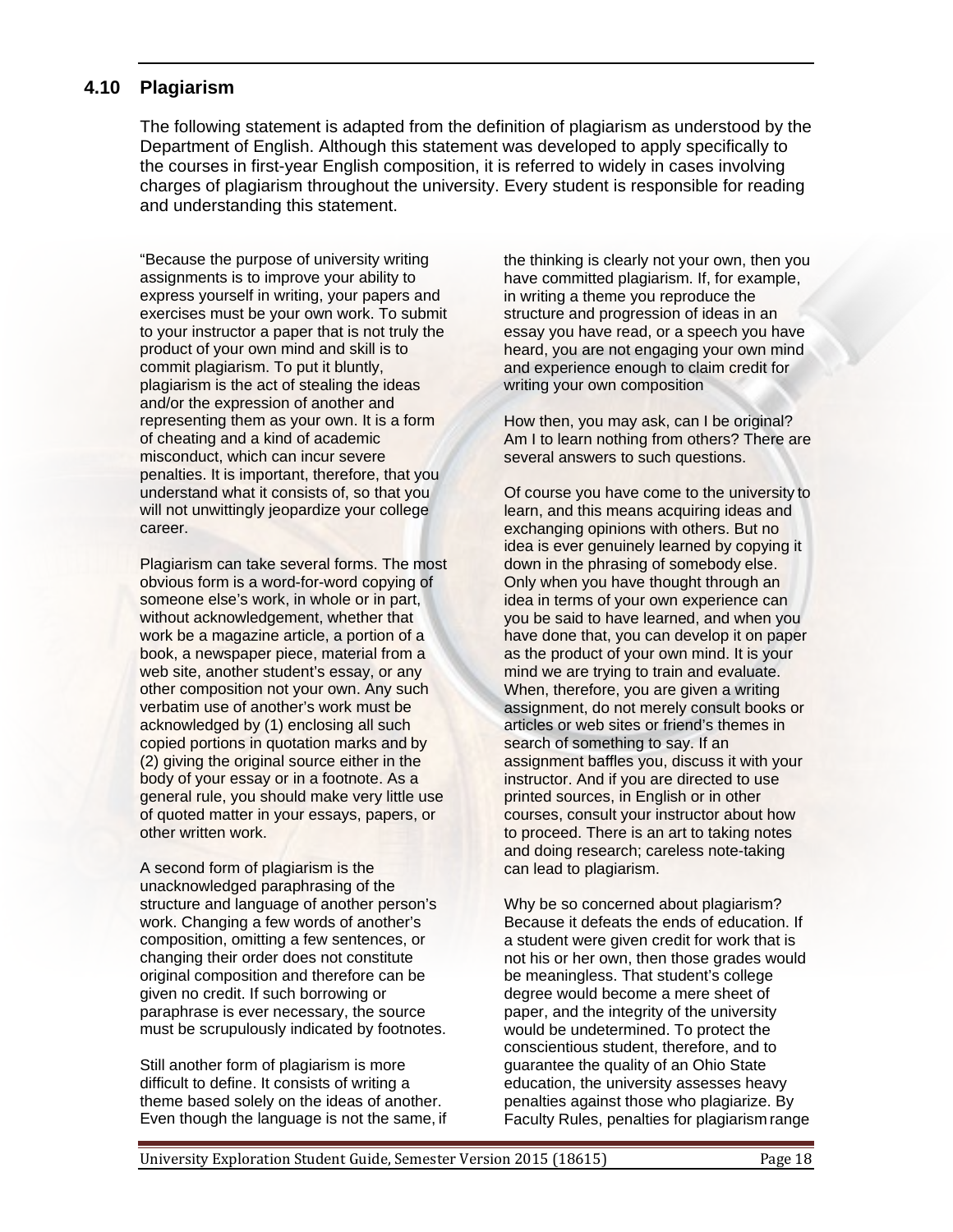## 4.10 Plagiarism

The following statement is adapted from the definition of plagiarism as understood by the Department of English. Although this statement was developed to apply specifically to the courses in first-year English composition, it is referred to widely in cases involving charges of plagiarism throughout the university. Every student is responsible for reading and understanding this statement.

"Because the purpose of university writing assignments is to improve your ability to express yourself in writing, your papers and exercises must be your own work. To submit to your instructor a paper that is not truly the product of your own mind and skill is to commit plagiarism. To put it bluntly, plagiarism is the act of stealing the ideas and/or the expression of another and representing them as your own. It is a form of cheating and a kind of academic misconduct, which can incur severe penalties. It is important, therefore, that you understand what it consists of, so that you will not unwittingly jeopardize your college career.

Plagiarism can take several forms. The most obvious form is a word-for-word copying of someone else's work, in whole or in part, without acknowledgement, whether that work be a magazine article, a portion of a book, a newspaper piece, material from a web site, another student's essay, or any other composition not your own. Any such verbatim use of another's work must be acknowledged by (1) enclosing all such copied portions in quotation marks and by (2) giving the original source either in the body of your essay or in a footnote. As a general rule, you should make very little use of quoted matter in your essays, papers, or other written work.

A second form of plagiarism is the unacknowledged paraphrasing of the structure and language of another person's work. Changing a few words of another's composition, omitting a few sentences, or changing their order does not constitute original composition and therefore can be given no credit. If such borrowing or paraphrase is ever necessary, the source must be scrupulously indicated by footnotes.

Still another form of plagiarism is more difficult to define. It consists of writing a theme based solely on the ideas of another. Even though the language is not the same, if the thinking is clearly not your own, then you have committed plagiarism. If, for example, in writing a theme you reproduce the structure and progression of ideas in an essay you have read, or a speech you have heard, you are not engaging your own mind and experience enough to claim credit for writing your own composition

How then, you may ask, can I be original? Am I to learn nothing from others? There are several answers to such questions.

Of course you have come to the university to learn, and this means acquiring ideas and exchanging opinions with others. But no idea is ever genuinely learned by copying it down in the phrasing of somebody else. Only when you have thought through an idea in terms of your own experience can you be said to have learned, and when you have done that, you can develop it on paper as the product of your own mind. It is your mind we are trying to train and evaluate. When, therefore, you are given a writing assignment, do not merely consult books or articles or web sites or friend's themes in search of something to say. If an assignment baffles you, discuss it with your instructor. And if you are directed to use printed sources, in English or in other courses, consult your instructor about how to proceed. There is an art to taking notes and doing research; careless note-taking can lead to plagiarism.

Why be so concerned about plagiarism? Because it defeats the ends of education. If a student were given credit for work that is not his or her own, then those grades would be meaningless. That student's college degree would become a mere sheet of paper, and the integrity of the university would be undetermined. To protect the conscientious student, therefore, and to guarantee the quality of an Ohio State education, the university assesses heavy penalties against those who plagiarize. By Faculty Rules, penalties for plagiarism range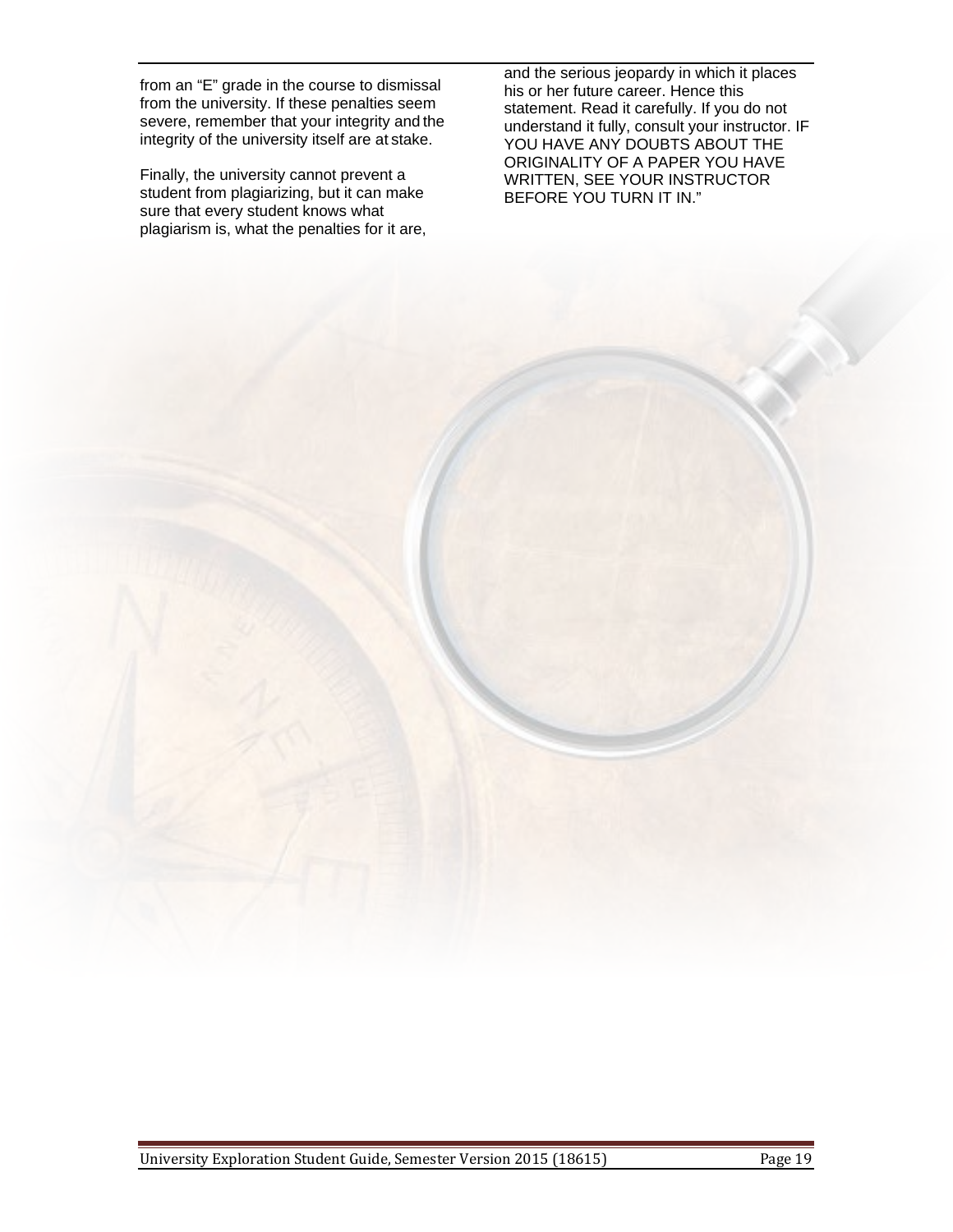from an “E” grade in the course to dismissal from the university. If these penalties seem severe, remember that your integrity and the integrity of the university itself are at stake.

Finally, the university cannot prevent a student from plagiarizing, but it can make sure that every student knows what plagiarism is, what the penalties for it are, and the serious jeopardy in which it places his or her future career. Hence this statement. Read it carefully. If you do not understand it fully, consult your instructor. IF YOU HAVE ANY DOUBTS ABOUT THE ORIGINALITY OF A PAPER YOU HAVE WRITTEN, SEE YOUR INSTRUCTOR BEFORE YOU TURN IT IN.”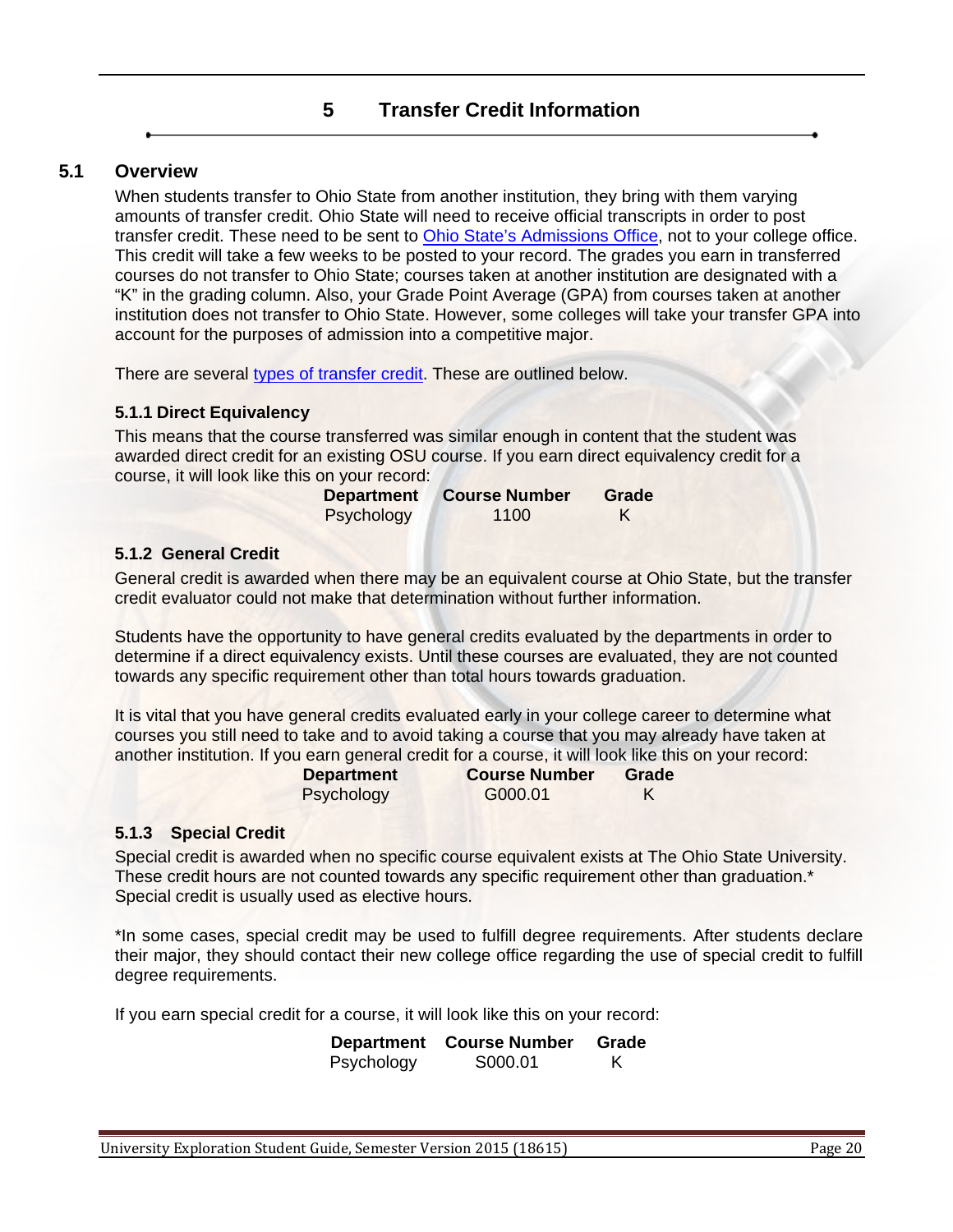# 5 Transfer Credit Information

## 5.1 Overview

When students transfer to Ohio State from another institution, they bring with them varying amounts of transfer credit. Ohio State will need to receive official transcripts in order to post transfer credit. These need to be sent to [Ohio State's Admissions Office](), not to your college office. This credit will take a few weeks to be posted to your record. The grades you earn in transferred courses do not transfer to Ohio State; courses taken at another institution are designated with a "K" in the grading column. Also, your Grade Point Average (GPA) from courses taken at another institution does not transfer to Ohio State. However, some colleges will take your transfer GPA into account for the purposes of admission into a competitive major.

There are several [types of transfer credit](). These are outlined below.

### 5.1.1 Direct Equivalency

This means that the course transferred was similar enough in content that the student was awarded direct credit for an existing OSU course. If you earn direct equivalency credit for a course, it will look like this on your record:

| Department | Course Number | Grade |
|---|---|---|
| Psychology | 1100 | K |

### 5.1.2 General Credit

General credit is awarded when there may be an equivalent course at Ohio State, but the transfer credit evaluator could not make that determination without further information.

Students have the opportunity to have general credits evaluated by the departments in order to determine if a direct equivalency exists. Until these courses are evaluated, they are not counted towards any specific requirement other than total hours towards graduation.

It is vital that you have general credits evaluated early in your college career to determine what courses you still need to take and to avoid taking a course that you may already have taken at another institution. If you earn general credit for a course, it will look like this on your record:

| Department | Course Number | Grade |
|---|---|---|
| Psychology | G000.01 | K |

### 5.1.3 Special Credit

Special credit is awarded when no specific course equivalent exists at The Ohio State University. These credit hours are not counted towards any specific requirement other than graduation.* Special credit is usually used as elective hours.

*In some cases, special credit may be used to fulfill degree requirements. After students declare their major, they should contact their new college office regarding the use of special credit to fulfill degree requirements.

If you earn special credit for a course, it will look like this on your record:

| Department | Course Number | Grade |
|---|---|---|
| Psychology | S000.01 | K |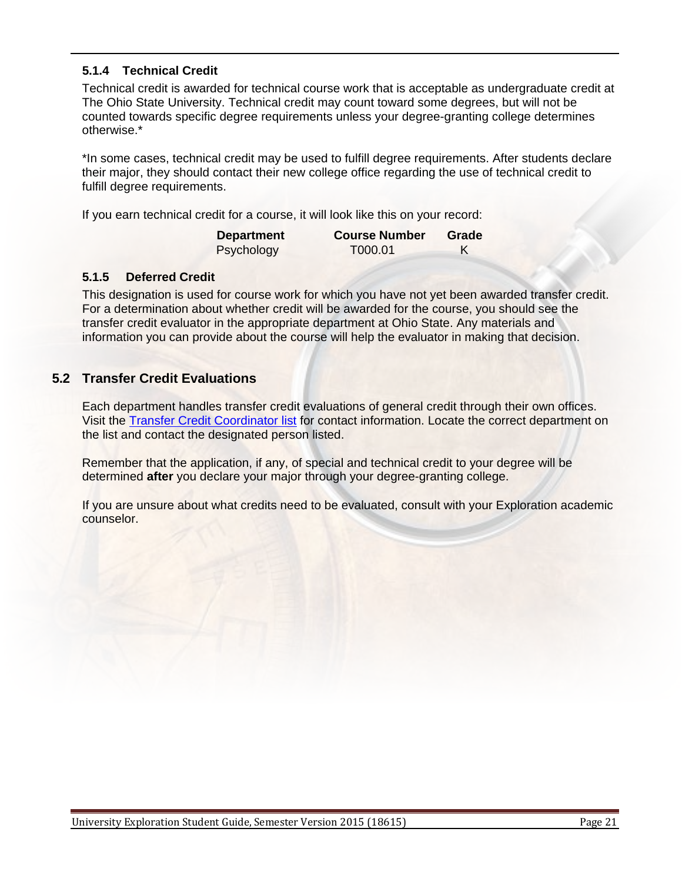#### 5.1.4 Technical Credit

Technical credit is awarded for technical course work that is acceptable as undergraduate credit at The Ohio State University. Technical credit may count toward some degrees, but will not be counted towards specific degree requirements unless your degree-granting college determines otherwise.*

*In some cases, technical credit may be used to fulfill degree requirements. After students declare their major, they should contact their new college office regarding the use of technical credit to fulfill degree requirements.

If you earn technical credit for a course, it will look like this on your record:

| Department | Course Number | Grade |
| --- | --- | --- |
| Psychology | T000.01 | K |

#### 5.1.5 Deferred Credit

This designation is used for course work for which you have not yet been awarded transfer credit. For a determination about whether credit will be awarded for the course, you should see the transfer credit evaluator in the appropriate department at Ohio State. Any materials and information you can provide about the course will help the evaluator in making that decision.

### 5.2 Transfer Credit Evaluations

Each department handles transfer credit evaluations of general credit through their own offices. Visit the Transfer Credit Coordinator list for contact information. Locate the correct department on the list and contact the designated person listed.

Remember that the application, if any, of special and technical credit to your degree will be determined **after** you declare your major through your degree-granting college.

If you are unsure about what credits need to be evaluated, consult with your Exploration academic counselor.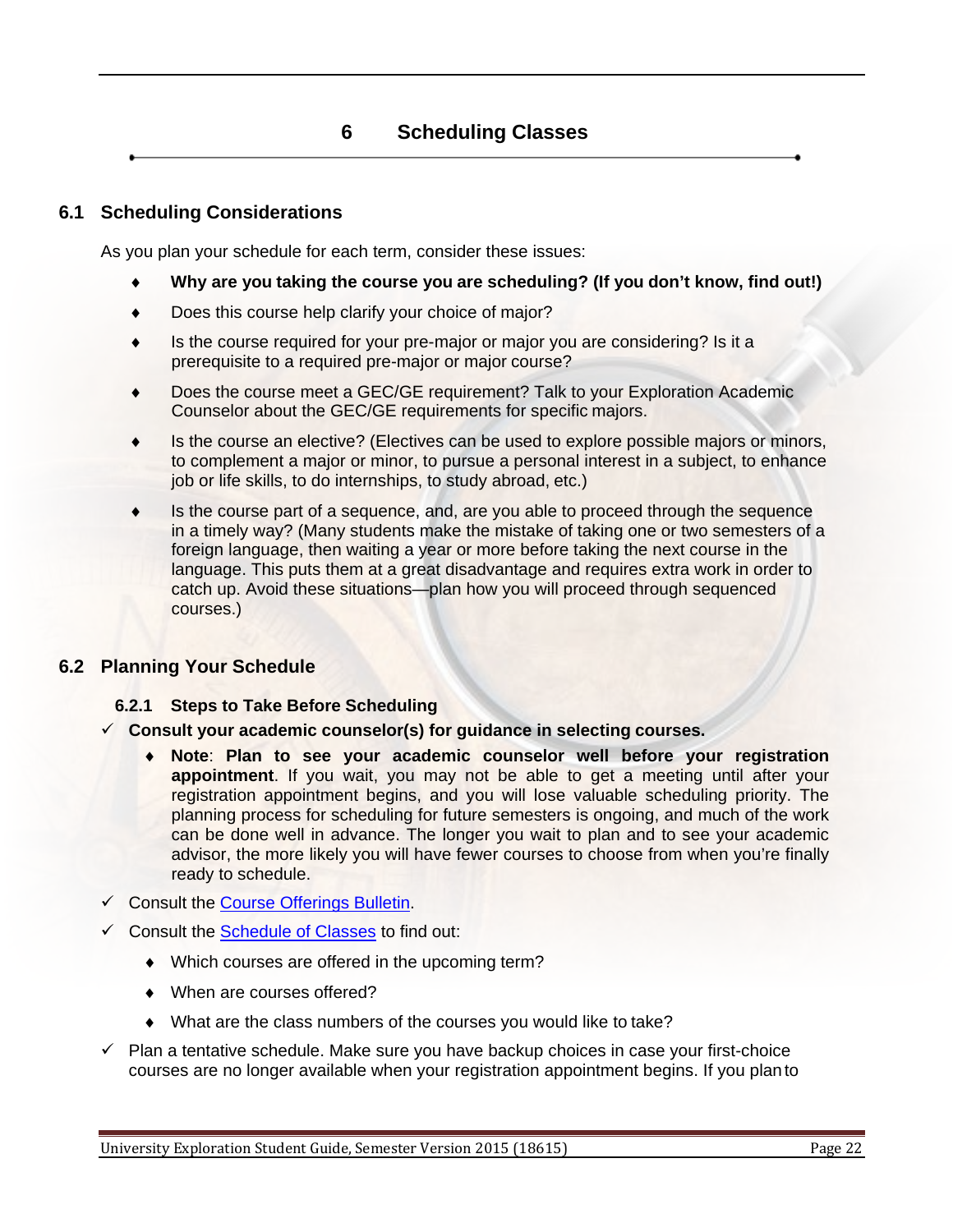# 6 Scheduling Classes

## 6.1 Scheduling Considerations

As you plan your schedule for each term, consider these issues:

- **Why are you taking the course you are scheduling? (If you don't know, find out!)**
- Does this course help clarify your choice of major?
- Is the course required for your pre-major or major you are considering? Is it a prerequisite to a required pre-major or major course?
- Does the course meet a GEC/GE requirement? Talk to your Exploration Academic Counselor about the GEC/GE requirements for specific majors.
- Is the course an elective? (Electives can be used to explore possible majors or minors, to complement a major or minor, to pursue a personal interest in a subject, to enhance job or life skills, to do internships, to study abroad, etc.)
- Is the course part of a sequence, and, are you able to proceed through the sequence in a timely way? (Many students make the mistake of taking one or two semesters of a foreign language, then waiting a year or more before taking the next course in the language. This puts them at a great disadvantage and requires extra work in order to catch up. Avoid these situations—plan how you will proceed through sequenced courses.)

## 6.2 Planning Your Schedule

### 6.2.1 Steps to Take Before Scheduling

- ✓ **Consult your academic counselor(s) for guidance in selecting courses.**
  - **Note**: **Plan to see your academic counselor well before your registration appointment**. If you wait, you may not be able to get a meeting until after your registration appointment begins, and you will lose valuable scheduling priority. The planning process for scheduling for future semesters is ongoing, and much of the work can be done well in advance. The longer you wait to plan and to see your academic advisor, the more likely you will have fewer courses to choose from when you're finally ready to schedule.
- ✓ Consult the Course Offerings Bulletin.
- ✓ Consult the Schedule of Classes to find out:
  - Which courses are offered in the upcoming term?
  - When are courses offered?
  - What are the class numbers of the courses you would like to take?
- ✓ Plan a tentative schedule. Make sure you have backup choices in case your first-choice courses are no longer available when your registration appointment begins. If you plan to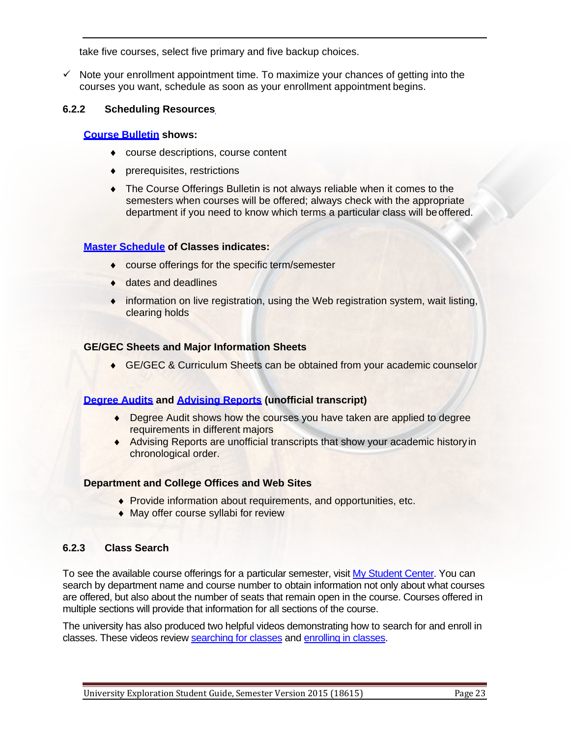take five courses, select five primary and five backup choices.

- ✓ Note your enrollment appointment time. To maximize your chances of getting into the courses you want, schedule as soon as your enrollment appointment begins.

### 6.2.2 Scheduling Resources

**Course Bulletin shows:**

- course descriptions, course content
- prerequisites, restrictions
- The Course Offerings Bulletin is not always reliable when it comes to the semesters when courses will be offered; always check with the appropriate department if you need to know which terms a particular class will be offered.

**Master Schedule of Classes indicates:**

- course offerings for the specific term/semester
- dates and deadlines
- information on live registration, using the Web registration system, wait listing, clearing holds

**GE/GEC Sheets and Major Information Sheets**

- GE/GEC & Curriculum Sheets can be obtained from your academic counselor

**Degree Audits and Advising Reports (unofficial transcript)**

- Degree Audit shows how the courses you have taken are applied to degree requirements in different majors
- Advising Reports are unofficial transcripts that show your academic history in chronological order.

**Department and College Offices and Web Sites**

- Provide information about requirements, and opportunities, etc.
- May offer course syllabi for review

### 6.2.3 Class Search

To see the available course offerings for a particular semester, visit My Student Center. You can search by department name and course number to obtain information not only about what courses are offered, but also about the number of seats that remain open in the course. Courses offered in multiple sections will provide that information for all sections of the course.

The university has also produced two helpful videos demonstrating how to search for and enroll in classes. These videos review searching for classes and enrolling in classes.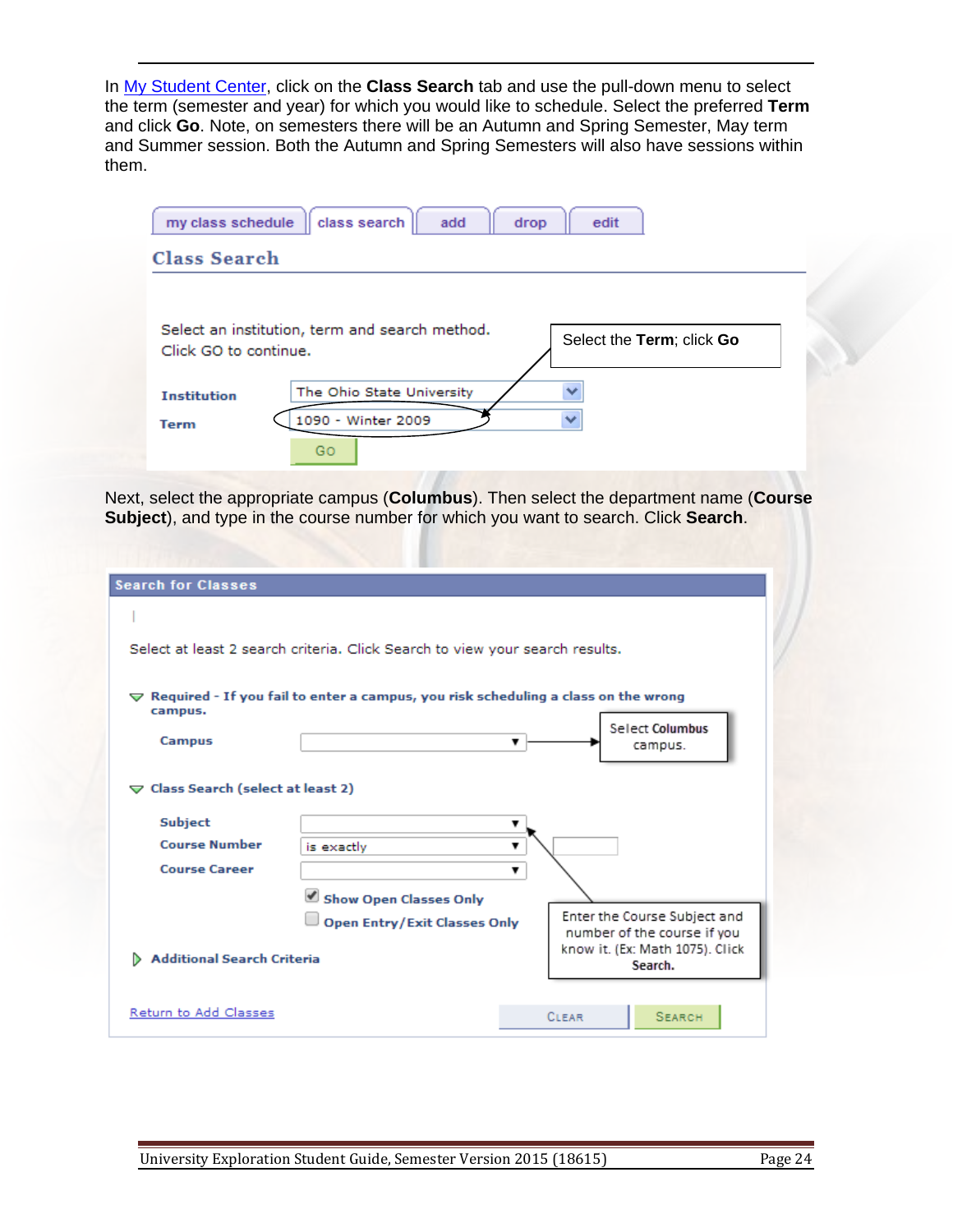In My Student Center, click on the **Class Search** tab and use the pull-down menu to select the term (semester and year) for which you would like to schedule. Select the preferred **Term** and click **Go**. Note, on semesters there will be an Autumn and Spring Semester, May term and Summer session. Both the Autumn and Spring Semesters will also have sessions within them.

my class schedule | class search | add | drop | edit

**Class Search**

Select an institution, term and search method.
Click GO to continue.

Select the **Term**; click **Go**

**Institution** The Ohio State University

**Term** 1090 - Winter 2009

Go

Next, select the appropriate campus (**Columbus**). Then select the department name (**Course Subject**), and type in the course number for which you want to search. Click **Search**.

**Search for Classes**

Select at least 2 search criteria. Click Search to view your search results.

**Required - If you fail to enter a campus, you risk scheduling a class on the wrong campus.**

**Campus**

Select **Columbus** campus.

**Class Search (select at least 2)**

**Subject**

**Course Number** is exactly

**Course Career**

☑ Show Open Classes Only

☐ Open Entry/Exit Classes Only

Enter the Course Subject and number of the course if you know it. (Ex: Math 1075). Click **Search.**

**Additional Search Criteria**

Return to Add Classes

Clear | Search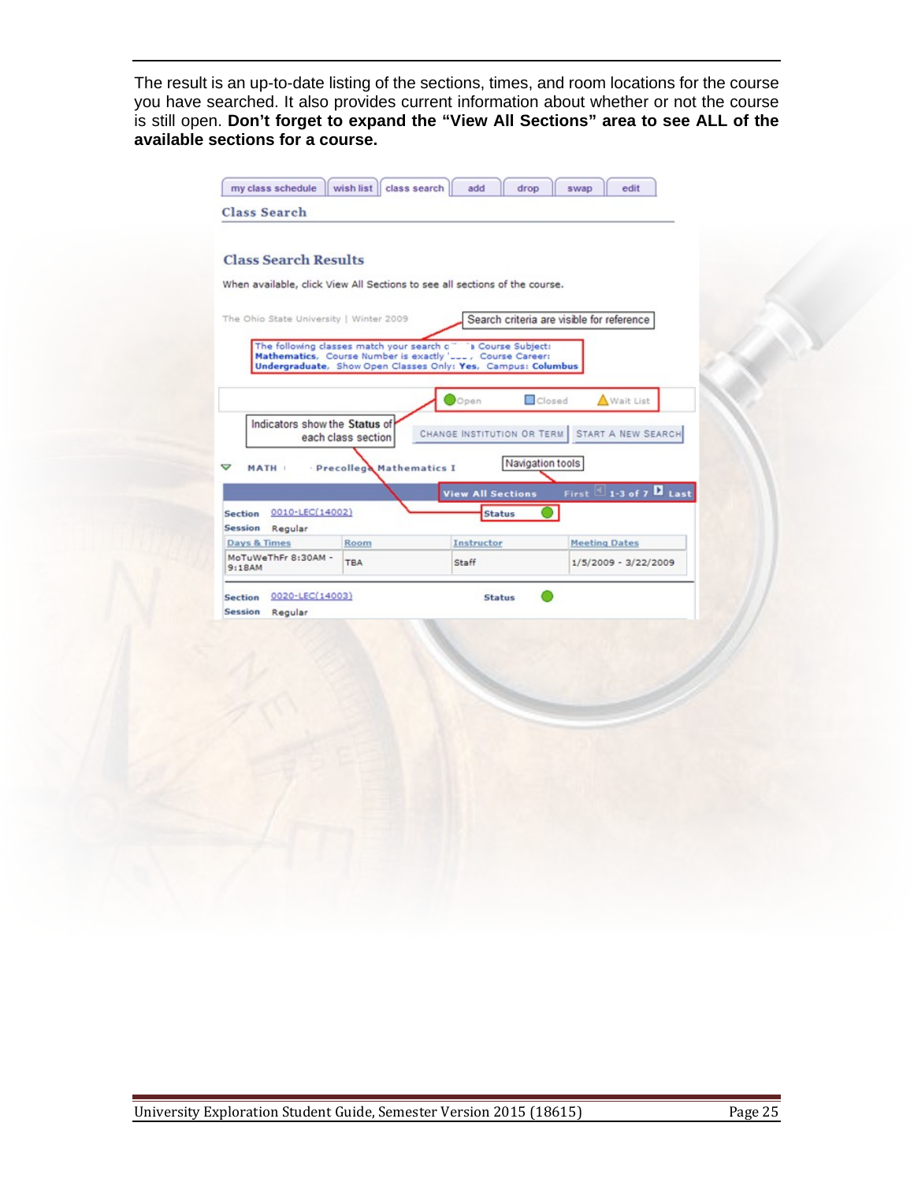The result is an up-to-date listing of the sections, times, and room locations for the course you have searched. It also provides current information about whether or not the course is still open. **Don't forget to expand the "View All Sections" area to see ALL of the available sections for a course.**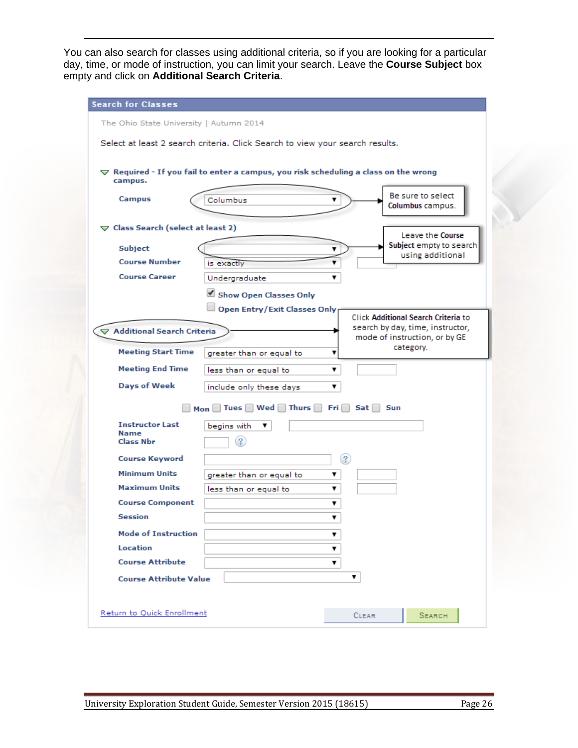You can also search for classes using additional criteria, so if you are looking for a particular day, time, or mode of instruction, you can limit your search. Leave the **Course Subject** box empty and click on **Additional Search Criteria**.

**Search for Classes**

The Ohio State University | Autumn 2014

Select at least 2 search criteria. Click Search to view your search results.

**Required - If you fail to enter a campus, you risk scheduling a class on the wrong campus.**

**Campus** Columbus

> Be sure to select **Columbus** campus.

**Class Search (select at least 2)**

**Subject**

> Leave the **Course Subject** empty to search using additional

**Course Number** is exactly

**Course Career** Undergraduate

☑ **Show Open Classes Only**

☐ **Open Entry/Exit Classes Only**

**Additional Search Criteria**

> Click **Additional Search Criteria** to search by day, time, instructor, mode of instruction, or by GE category.

**Meeting Start Time** greater than or equal to

**Meeting End Time** less than or equal to

**Days of Week** include only these days

☐ Mon ☐ Tues ☐ Wed ☐ Thurs ☐ Fri ☐ Sat ☐ Sun

**Instructor Last Name** begins with

**Class Nbr**

**Course Keyword**

**Minimum Units** greater than or equal to

**Maximum Units** less than or equal to

**Course Component**

**Session**

**Mode of Instruction**

**Location**

**Course Attribute**

**Course Attribute Value**

Return to Quick Enrollment

CLEAR SEARCH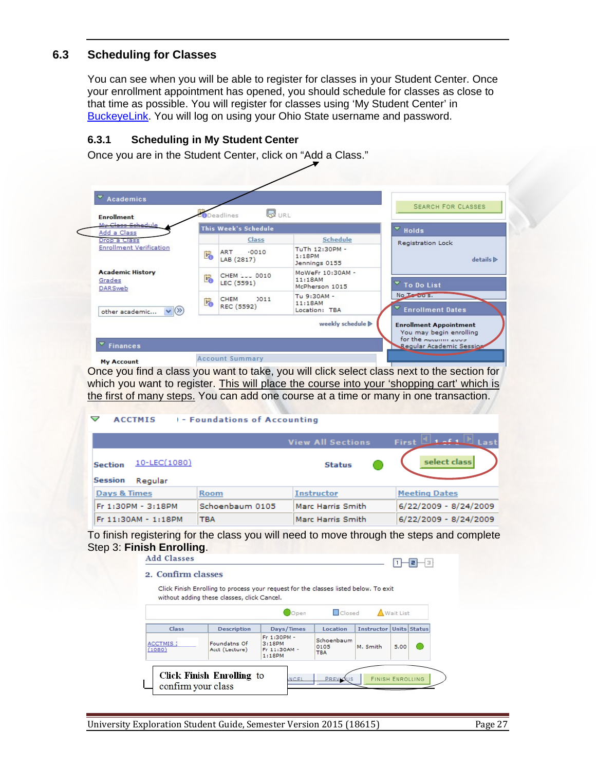## 6.3 Scheduling for Classes

You can see when you will be able to register for classes in your Student Center. Once your enrollment appointment has opened, you should schedule for classes as close to that time as possible. You will register for classes using 'My Student Center' in BuckeyeLink. You will log on using your Ohio State username and password.

### 6.3.1 Scheduling in My Student Center

Once you are in the Student Center, click on "Add a Class."

Once you find a class you want to take, you will click select class next to the section for which you want to register. This will place the course into your 'shopping cart' which is the first of many steps. You can add one course at a time or many in one transaction.

To finish registering for the class you will need to move through the steps and complete Step 3: **Finish Enrolling**.

Click Finish Enrolling to confirm your class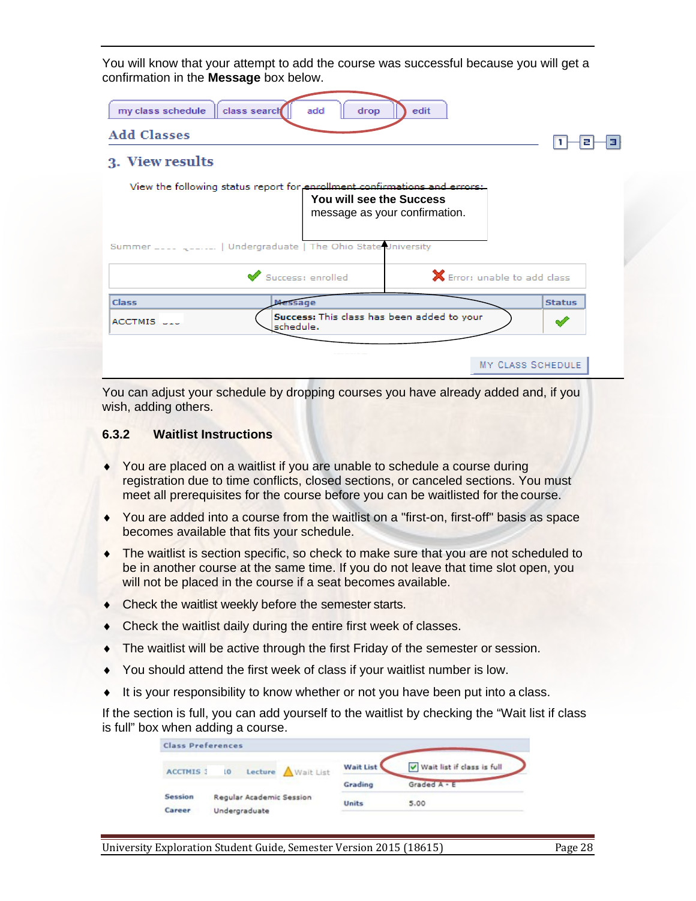You will know that your attempt to add the course was successful because you will get a confirmation in the **Message** box below.

You can adjust your schedule by dropping courses you have already added and, if you wish, adding others.

### 6.3.2 Waitlist Instructions

- You are placed on a waitlist if you are unable to schedule a course during registration due to time conflicts, closed sections, or canceled sections. You must meet all prerequisites for the course before you can be waitlisted for the course.
- You are added into a course from the waitlist on a "first-on, first-off" basis as space becomes available that fits your schedule.
- The waitlist is section specific, so check to make sure that you are not scheduled to be in another course at the same time. If you do not leave that time slot open, you will not be placed in the course if a seat becomes available.
- Check the waitlist weekly before the semester starts.
- Check the waitlist daily during the entire first week of classes.
- The waitlist will be active through the first Friday of the semester or session.
- You should attend the first week of class if your waitlist number is low.
- It is your responsibility to know whether or not you have been put into a class.

If the section is full, you can add yourself to the waitlist by checking the “Wait list if class is full” box when adding a course.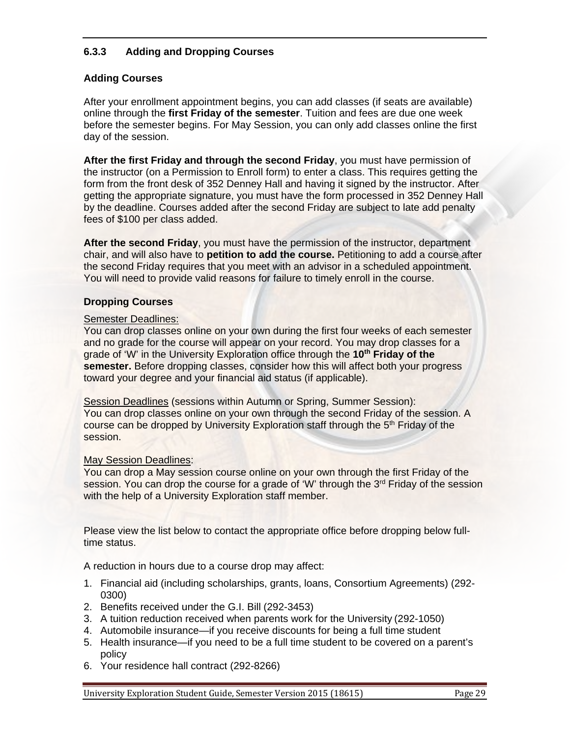### 6.3.3 Adding and Dropping Courses

#### Adding Courses

After your enrollment appointment begins, you can add classes (if seats are available) online through the **first Friday of the semester**. Tuition and fees are due one week before the semester begins. For May Session, you can only add classes online the first day of the session.

**After the first Friday and through the second Friday**, you must have permission of the instructor (on a Permission to Enroll form) to enter a class. This requires getting the form from the front desk of 352 Denney Hall and having it signed by the instructor. After getting the appropriate signature, you must have the form processed in 352 Denney Hall by the deadline. Courses added after the second Friday are subject to late add penalty fees of $100 per class added.

**After the second Friday**, you must have the permission of the instructor, department chair, and will also have to **petition to add the course.** Petitioning to add a course after the second Friday requires that you meet with an advisor in a scheduled appointment. You will need to provide valid reasons for failure to timely enroll in the course.

#### Dropping Courses

Semester Deadlines:
You can drop classes online on your own during the first four weeks of each semester and no grade for the course will appear on your record. You may drop classes for a grade of 'W' in the University Exploration office through the **10th Friday of the semester.** Before dropping classes, consider how this will affect both your progress toward your degree and your financial aid status (if applicable).

Session Deadlines (sessions within Autumn or Spring, Summer Session):
You can drop classes online on your own through the second Friday of the session. A course can be dropped by University Exploration staff through the 5th Friday of the session.

May Session Deadlines:
You can drop a May session course online on your own through the first Friday of the session. You can drop the course for a grade of 'W' through the 3rd Friday of the session with the help of a University Exploration staff member.

Please view the list below to contact the appropriate office before dropping below full-time status.

A reduction in hours due to a course drop may affect:

1. Financial aid (including scholarships, grants, loans, Consortium Agreements) (292-0300)
2. Benefits received under the G.I. Bill (292-3453)
3. A tuition reduction received when parents work for the University (292-1050)
4. Automobile insurance—if you receive discounts for being a full time student
5. Health insurance—if you need to be a full time student to be covered on a parent's policy
6. Your residence hall contract (292-8266)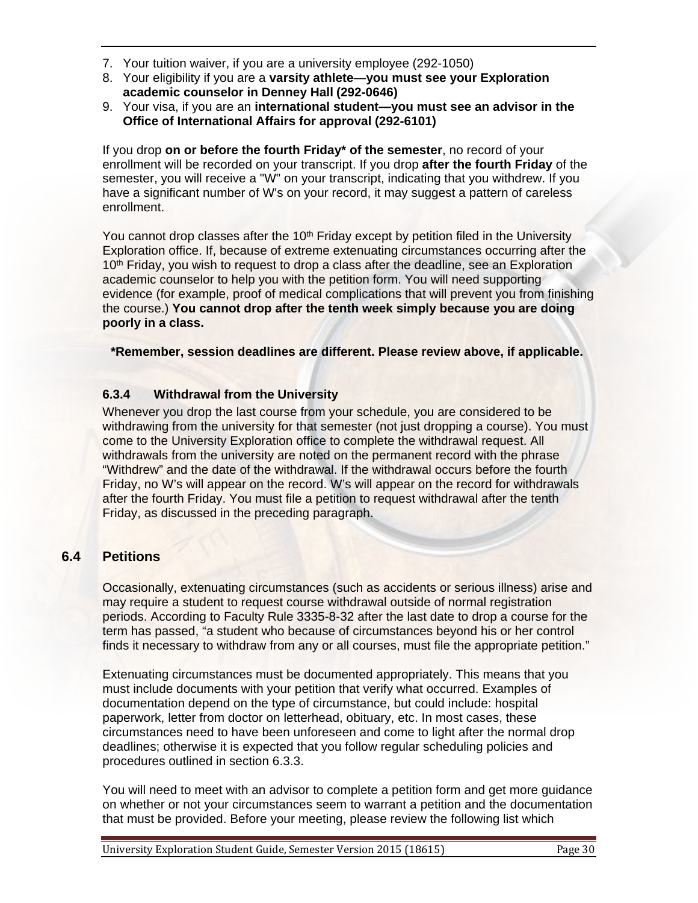7. Your tuition waiver, if you are a university employee (292-1050)
8. Your eligibility if you are a **varsity athlete**—**you must see your Exploration academic counselor in Denney Hall (292-0646)**
9. Your visa, if you are an **international student—you must see an advisor in the Office of International Affairs for approval (292-6101)**

If you drop **on or before the fourth Friday* of the semester**, no record of your enrollment will be recorded on your transcript. If you drop **after the fourth Friday** of the semester, you will receive a "W" on your transcript, indicating that you withdrew. If you have a significant number of W's on your record, it may suggest a pattern of careless enrollment.

You cannot drop classes after the 10th Friday except by petition filed in the University Exploration office. If, because of extreme extenuating circumstances occurring after the 10th Friday, you wish to request to drop a class after the deadline, see an Exploration academic counselor to help you with the petition form. You will need supporting evidence (for example, proof of medical complications that will prevent you from finishing the course.) **You cannot drop after the tenth week simply because you are doing poorly in a class.**

**\*Remember, session deadlines are different. Please review above, if applicable.**

#### 6.3.4 Withdrawal from the University

Whenever you drop the last course from your schedule, you are considered to be withdrawing from the university for that semester (not just dropping a course). You must come to the University Exploration office to complete the withdrawal request. All withdrawals from the university are noted on the permanent record with the phrase "Withdrew" and the date of the withdrawal. If the withdrawal occurs before the fourth Friday, no W's will appear on the record. W's will appear on the record for withdrawals after the fourth Friday. You must file a petition to request withdrawal after the tenth Friday, as discussed in the preceding paragraph.

## 6.4 Petitions

Occasionally, extenuating circumstances (such as accidents or serious illness) arise and may require a student to request course withdrawal outside of normal registration periods. According to Faculty Rule 3335-8-32 after the last date to drop a course for the term has passed, "a student who because of circumstances beyond his or her control finds it necessary to withdraw from any or all courses, must file the appropriate petition."

Extenuating circumstances must be documented appropriately. This means that you must include documents with your petition that verify what occurred. Examples of documentation depend on the type of circumstance, but could include: hospital paperwork, letter from doctor on letterhead, obituary, etc. In most cases, these circumstances need to have been unforeseen and come to light after the normal drop deadlines; otherwise it is expected that you follow regular scheduling policies and procedures outlined in section 6.3.3.

You will need to meet with an advisor to complete a petition form and get more guidance on whether or not your circumstances seem to warrant a petition and the documentation that must be provided. Before your meeting, please review the following list which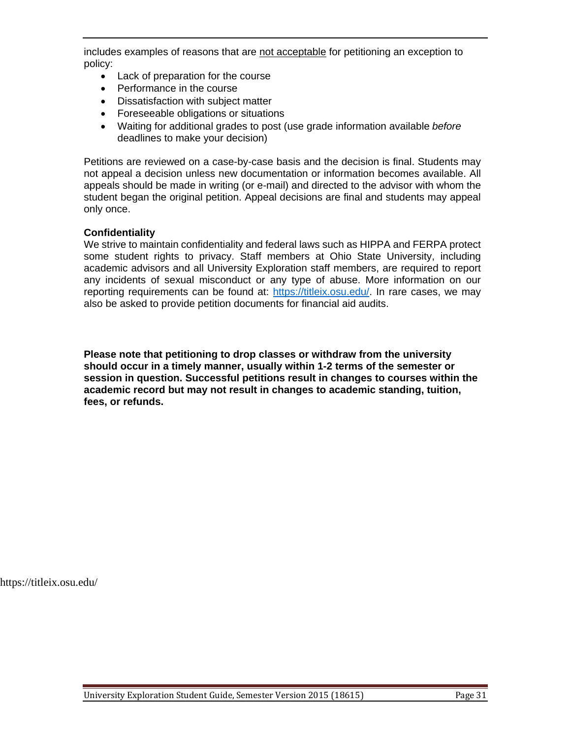includes examples of reasons that are <u>not acceptable</u> for petitioning an exception to policy:

- Lack of preparation for the course
- Performance in the course
- Dissatisfaction with subject matter
- Foreseeable obligations or situations
- Waiting for additional grades to post (use grade information available *before* deadlines to make your decision)

Petitions are reviewed on a case-by-case basis and the decision is final. Students may not appeal a decision unless new documentation or information becomes available. All appeals should be made in writing (or e-mail) and directed to the advisor with whom the student began the original petition. Appeal decisions are final and students may appeal only once.

**Confidentiality**

We strive to maintain confidentiality and federal laws such as HIPPA and FERPA protect some student rights to privacy. Staff members at Ohio State University, including academic advisors and all University Exploration staff members, are required to report any incidents of sexual misconduct or any type of abuse. More information on our reporting requirements can be found at: https://titleix.osu.edu/. In rare cases, we may also be asked to provide petition documents for financial aid audits.

**Please note that petitioning to drop classes or withdraw from the university should occur in a timely manner, usually within 1-2 terms of the semester or session in question. Successful petitions result in changes to courses within the academic record but may not result in changes to academic standing, tuition, fees, or refunds.**

https://titleix.osu.edu/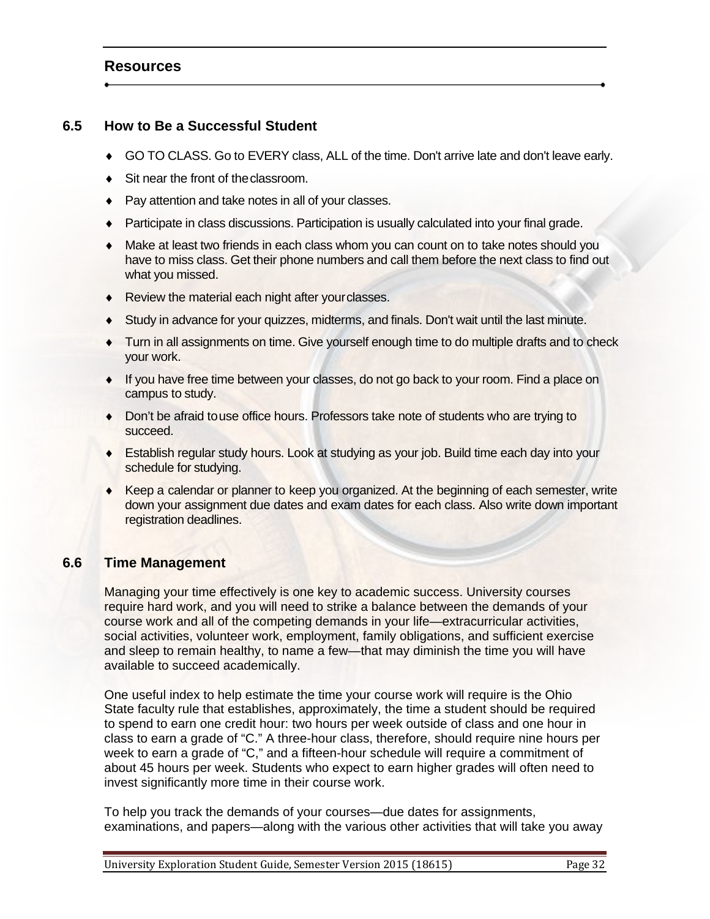## Resources

### 6.5 How to Be a Successful Student

- GO TO CLASS. Go to EVERY class, ALL of the time. Don't arrive late and don't leave early.
- Sit near the front of the classroom.
- Pay attention and take notes in all of your classes.
- Participate in class discussions. Participation is usually calculated into your final grade.
- Make at least two friends in each class whom you can count on to take notes should you have to miss class. Get their phone numbers and call them before the next class to find out what you missed.
- Review the material each night after your classes.
- Study in advance for your quizzes, midterms, and finals. Don't wait until the last minute.
- Turn in all assignments on time. Give yourself enough time to do multiple drafts and to check your work.
- If you have free time between your classes, do not go back to your room. Find a place on campus to study.
- Don't be afraid to use office hours. Professors take note of students who are trying to succeed.
- Establish regular study hours. Look at studying as your job. Build time each day into your schedule for studying.
- Keep a calendar or planner to keep you organized. At the beginning of each semester, write down your assignment due dates and exam dates for each class. Also write down important registration deadlines.

### 6.6 Time Management

Managing your time effectively is one key to academic success. University courses require hard work, and you will need to strike a balance between the demands of your course work and all of the competing demands in your life—extracurricular activities, social activities, volunteer work, employment, family obligations, and sufficient exercise and sleep to remain healthy, to name a few—that may diminish the time you will have available to succeed academically.

One useful index to help estimate the time your course work will require is the Ohio State faculty rule that establishes, approximately, the time a student should be required to spend to earn one credit hour: two hours per week outside of class and one hour in class to earn a grade of "C." A three-hour class, therefore, should require nine hours per week to earn a grade of "C," and a fifteen-hour schedule will require a commitment of about 45 hours per week. Students who expect to earn higher grades will often need to invest significantly more time in their course work.

To help you track the demands of your courses—due dates for assignments, examinations, and papers—along with the various other activities that will take you away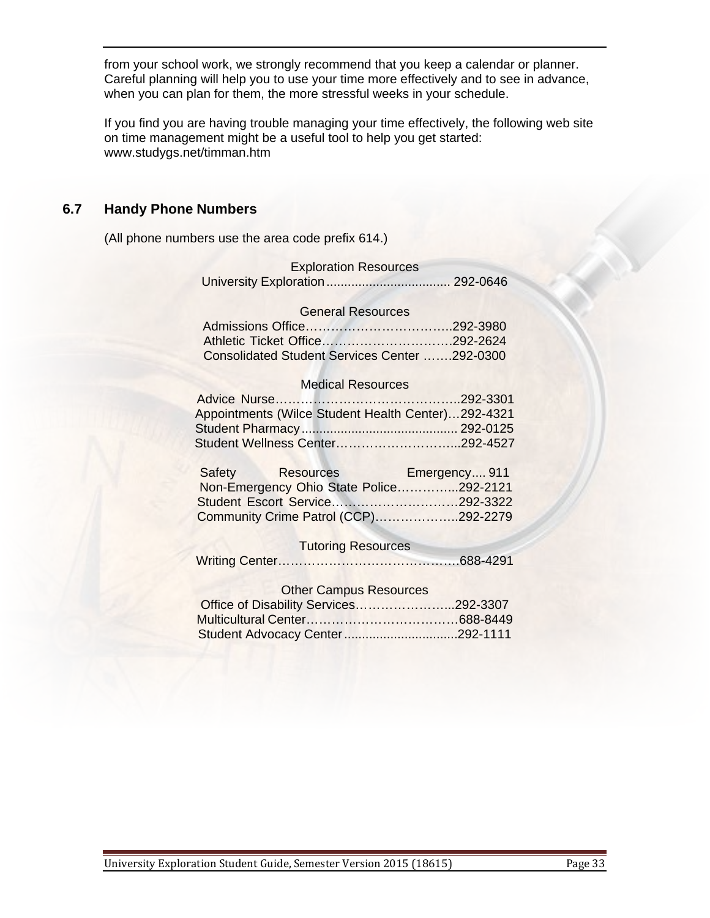from your school work, we strongly recommend that you keep a calendar or planner. Careful planning will help you to use your time more effectively and to see in advance, when you can plan for them, the more stressful weeks in your schedule.

If you find you are having trouble managing your time effectively, the following web site on time management might be a useful tool to help you get started: www.studygs.net/timman.htm

## 6.7 Handy Phone Numbers

(All phone numbers use the area code prefix 614.)

**Exploration Resources**

University Exploration.................................. 292-0646

**General Resources**

Admissions Office……………………………..292-3980
Athletic Ticket Office………………………….292-2624
Consolidated Student Services Center …….292-0300

**Medical Resources**

Advice Nurse……………………………………..292-3301
Appointments (Wilce Student Health Center)…292-4321
Student Pharmacy........................................... 292-0125
Student Wellness Center………………………...292-4527

**Safety Resources**

Emergency.... 911
Non-Emergency Ohio State Police…………...292-2121
Student Escort Service…………………………292-3322
Community Crime Patrol (CCP)………………..292-2279

**Tutoring Resources**

Writing Center…………………………………….688-4291

**Other Campus Resources**

Office of Disability Services…………………...292-3307
Multicultural Center………………………………688-8449
Student Advocacy Center................................292-1111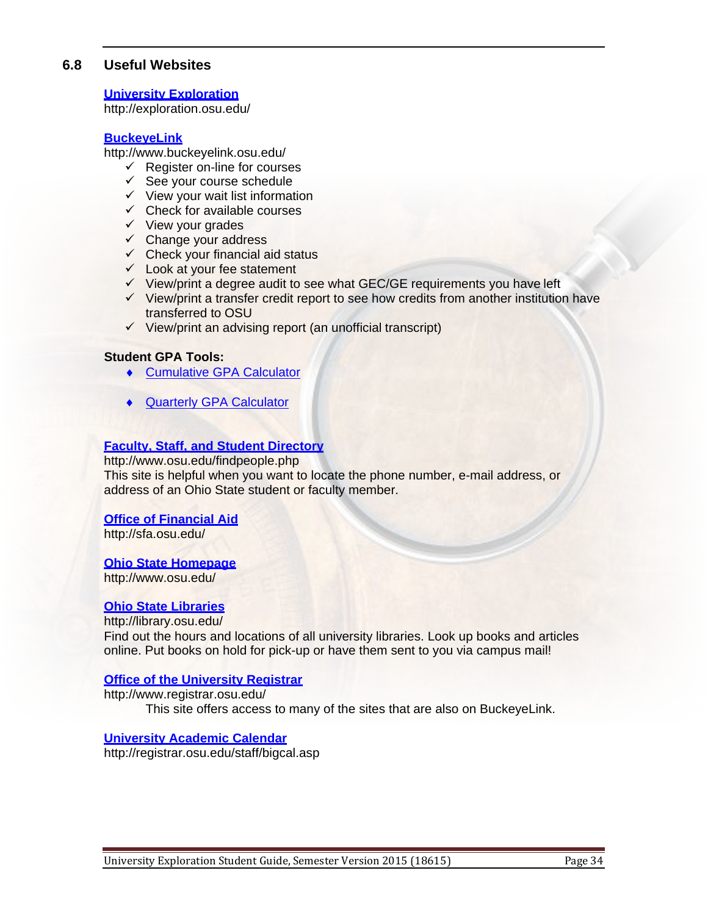## 6.8 Useful Websites

**University Exploration**
http://exploration.osu.edu/

**BuckeyeLink**
http://www.buckeyelink.osu.edu/

- ✓ Register on-line for courses
- ✓ See your course schedule
- ✓ View your wait list information
- ✓ Check for available courses
- ✓ View your grades
- ✓ Change your address
- ✓ Check your financial aid status
- ✓ Look at your fee statement
- ✓ View/print a degree audit to see what GEC/GE requirements you have left
- ✓ View/print a transfer credit report to see how credits from another institution have transferred to OSU
- ✓ View/print an advising report (an unofficial transcript)

**Student GPA Tools:**

- ♦ Cumulative GPA Calculator
- ♦ Quarterly GPA Calculator

**Faculty, Staff, and Student Directory**
http://www.osu.edu/findpeople.php
This site is helpful when you want to locate the phone number, e-mail address, or address of an Ohio State student or faculty member.

**Office of Financial Aid**
http://sfa.osu.edu/

**Ohio State Homepage**
http://www.osu.edu/

**Ohio State Libraries**
http://library.osu.edu/
Find out the hours and locations of all university libraries. Look up books and articles online. Put books on hold for pick-up or have them sent to you via campus mail!

**Office of the University Registrar**
http://www.registrar.osu.edu/
This site offers access to many of the sites that are also on BuckeyeLink.

**University Academic Calendar**
http://registrar.osu.edu/staff/bigcal.asp